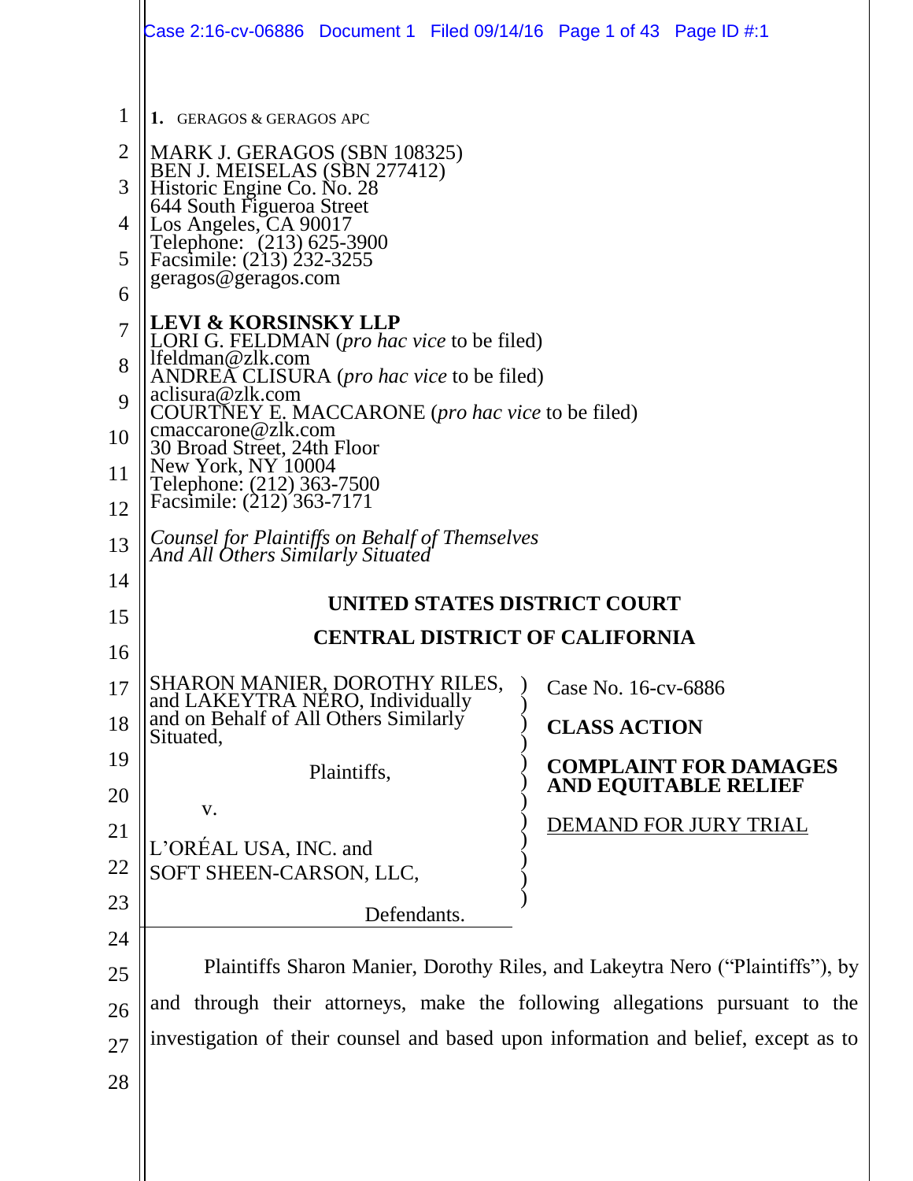1. GERAGOS & GERAGOS APC

MARK J. GERAGOS (SBN 108325)
BEN J. MEISELAS (SBN 277412)
Historic Engine Co. No. 28
644 South Figueroa Street
Los Angeles, CA 90017
Telephone: (213) 625-3900
Facsimile: (213) 232-3255
geragos@geragos.com

**LEVI & KORSINSKY LLP**
LORI G. FELDMAN (*pro hac vice* to be filed)
lfeldman@zlk.com
ANDREA CLISURA (*pro hac vice* to be filed)
aclisura@zlk.com
COURTNEY E. MACCARONE (*pro hac vice* to be filed)
cmaccarone@zlk.com
30 Broad Street, 24th Floor
New York, NY 10004
Telephone: (212) 363-7500
Facsimile: (212) 363-7171

*Counsel for Plaintiffs on Behalf of Themselves And All Others Similarly Situated*

**UNITED STATES DISTRICT COURT**

**CENTRAL DISTRICT OF CALIFORNIA**

SHARON MANIER, DOROTHY RILES, and LAKEYTRA NERO, Individually and on Behalf of All Others Similarly Situated,

Plaintiffs,

v.

L'ORÉAL USA, INC. and SOFT SHEEN-CARSON, LLC,

Defendants.

Case No. 16-cv-6886

**CLASS ACTION**

**COMPLAINT FOR DAMAGES AND EQUITABLE RELIEF**

DEMAND FOR JURY TRIAL

Plaintiffs Sharon Manier, Dorothy Riles, and Lakeytra Nero ("Plaintiffs"), by and through their attorneys, make the following allegations pursuant to the investigation of their counsel and based upon information and belief, except as to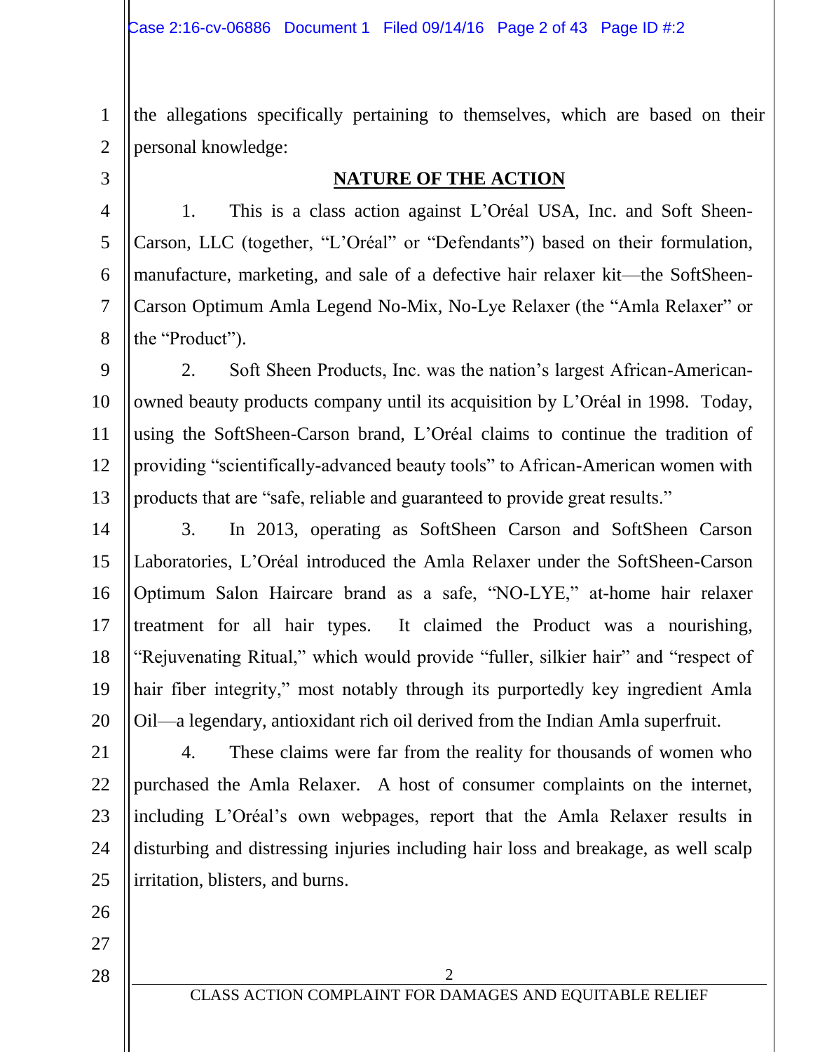the allegations specifically pertaining to themselves, which are based on their personal knowledge:

## NATURE OF THE ACTION

1. This is a class action against L'Oréal USA, Inc. and Soft Sheen-Carson, LLC (together, "L'Oréal" or "Defendants") based on their formulation, manufacture, marketing, and sale of a defective hair relaxer kit—the SoftSheen-Carson Optimum Amla Legend No-Mix, No-Lye Relaxer (the "Amla Relaxer" or the "Product").

2. Soft Sheen Products, Inc. was the nation's largest African-American-owned beauty products company until its acquisition by L'Oréal in 1998. Today, using the SoftSheen-Carson brand, L'Oréal claims to continue the tradition of providing "scientifically-advanced beauty tools" to African-American women with products that are "safe, reliable and guaranteed to provide great results."

3. In 2013, operating as SoftSheen Carson and SoftSheen Carson Laboratories, L'Oréal introduced the Amla Relaxer under the SoftSheen-Carson Optimum Salon Haircare brand as a safe, "NO-LYE," at-home hair relaxer treatment for all hair types. It claimed the Product was a nourishing, "Rejuvenating Ritual," which would provide "fuller, silkier hair" and "respect of hair fiber integrity," most notably through its purportedly key ingredient Amla Oil—a legendary, antioxidant rich oil derived from the Indian Amla superfruit.

4. These claims were far from the reality for thousands of women who purchased the Amla Relaxer. A host of consumer complaints on the internet, including L'Oréal's own webpages, report that the Amla Relaxer results in disturbing and distressing injuries including hair loss and breakage, as well scalp irritation, blisters, and burns.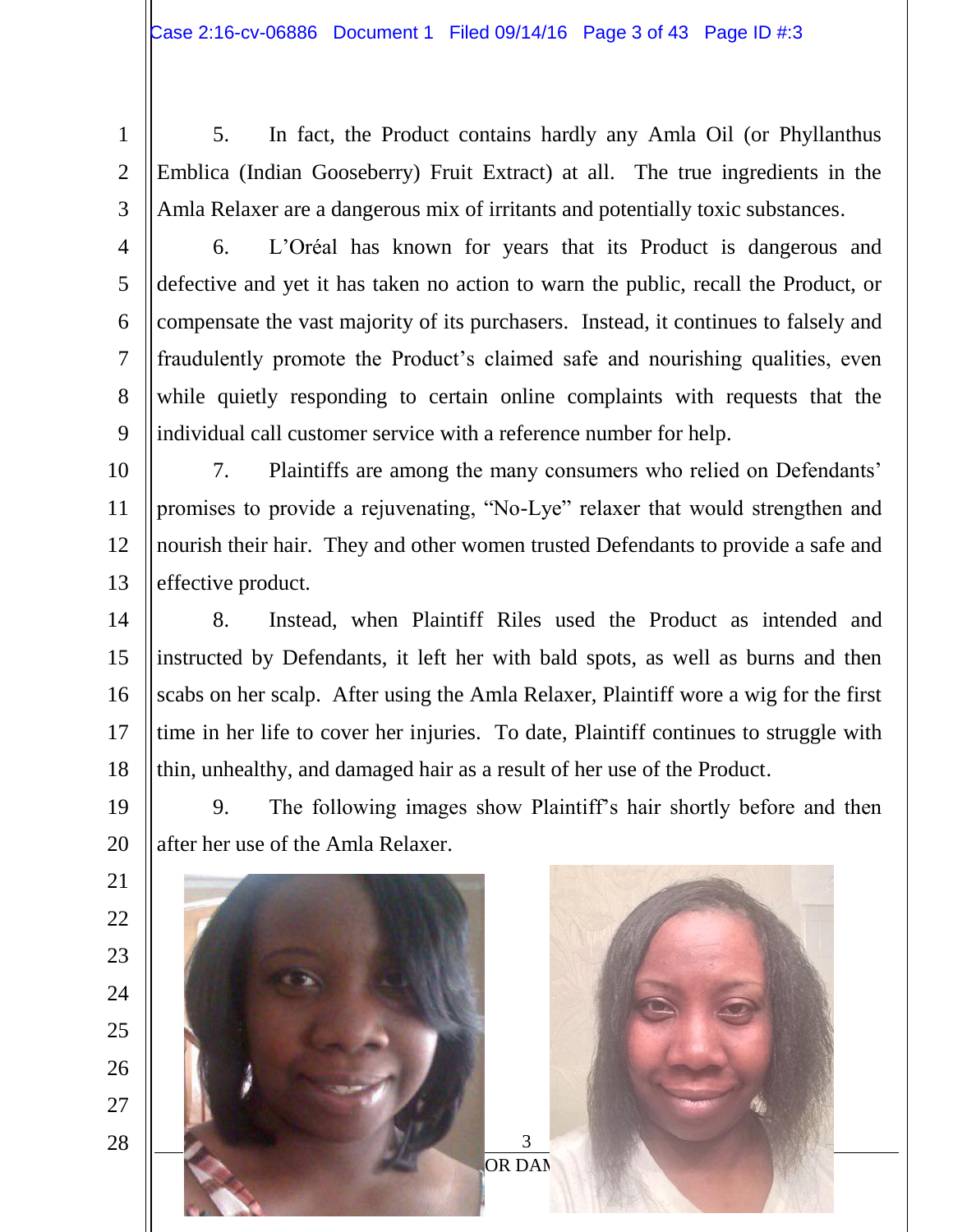5. In fact, the Product contains hardly any Amla Oil (or Phyllanthus Emblica (Indian Gooseberry) Fruit Extract) at all. The true ingredients in the Amla Relaxer are a dangerous mix of irritants and potentially toxic substances.

6. L'Oréal has known for years that its Product is dangerous and defective and yet it has taken no action to warn the public, recall the Product, or compensate the vast majority of its purchasers. Instead, it continues to falsely and fraudulently promote the Product's claimed safe and nourishing qualities, even while quietly responding to certain online complaints with requests that the individual call customer service with a reference number for help.

7. Plaintiffs are among the many consumers who relied on Defendants' promises to provide a rejuvenating, "No-Lye" relaxer that would strengthen and nourish their hair. They and other women trusted Defendants to provide a safe and effective product.

8. Instead, when Plaintiff Riles used the Product as intended and instructed by Defendants, it left her with bald spots, as well as burns and then scabs on her scalp. After using the Amla Relaxer, Plaintiff wore a wig for the first time in her life to cover her injuries. To date, Plaintiff continues to struggle with thin, unhealthy, and damaged hair as a result of her use of the Product.

9. The following images show Plaintiff's hair shortly before and then after her use of the Amla Relaxer.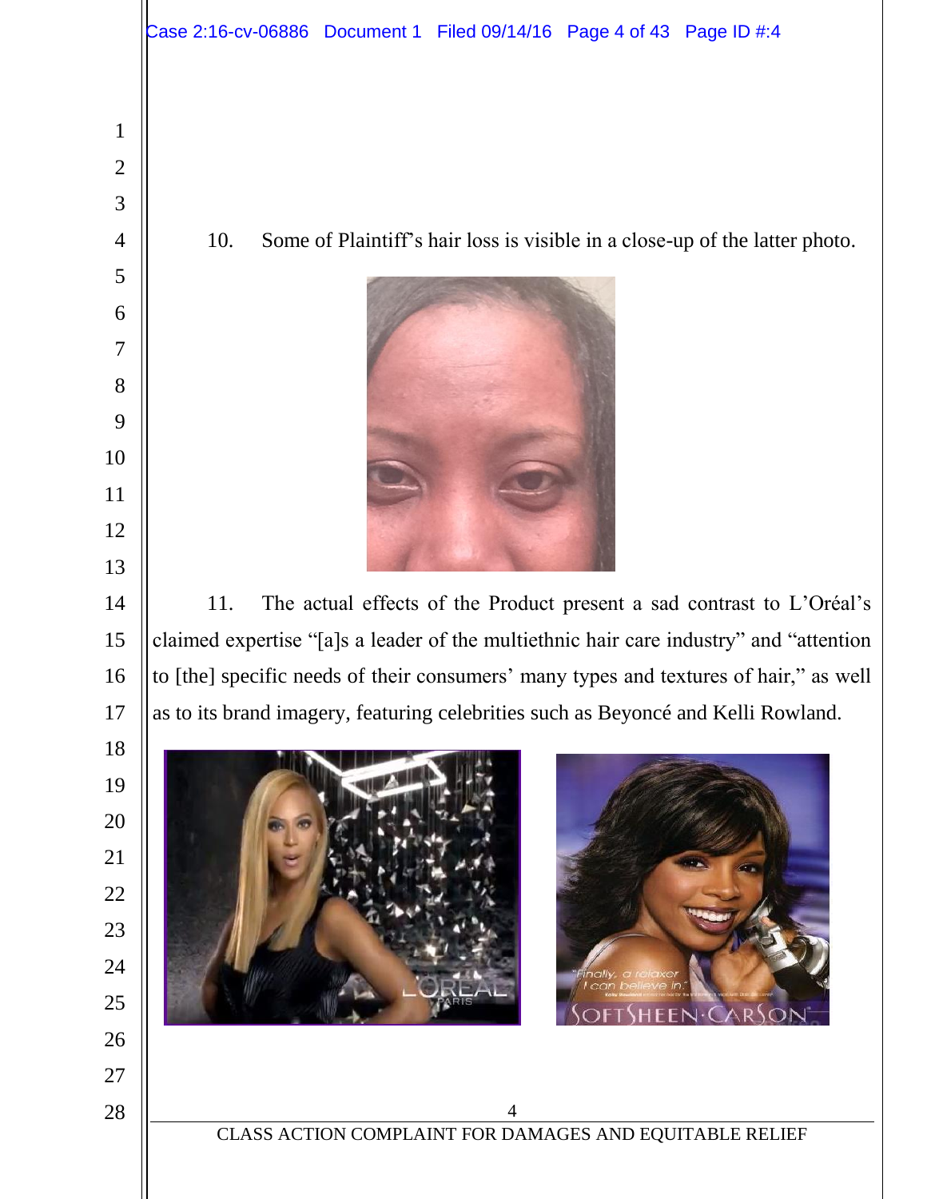10. Some of Plaintiff's hair loss is visible in a close-up of the latter photo.

11. The actual effects of the Product present a sad contrast to L'Oréal's claimed expertise "[a]s a leader of the multiethnic hair care industry" and "attention to [the] specific needs of their consumers' many types and textures of hair," as well as to its brand imagery, featuring celebrities such as Beyoncé and Kelli Rowland.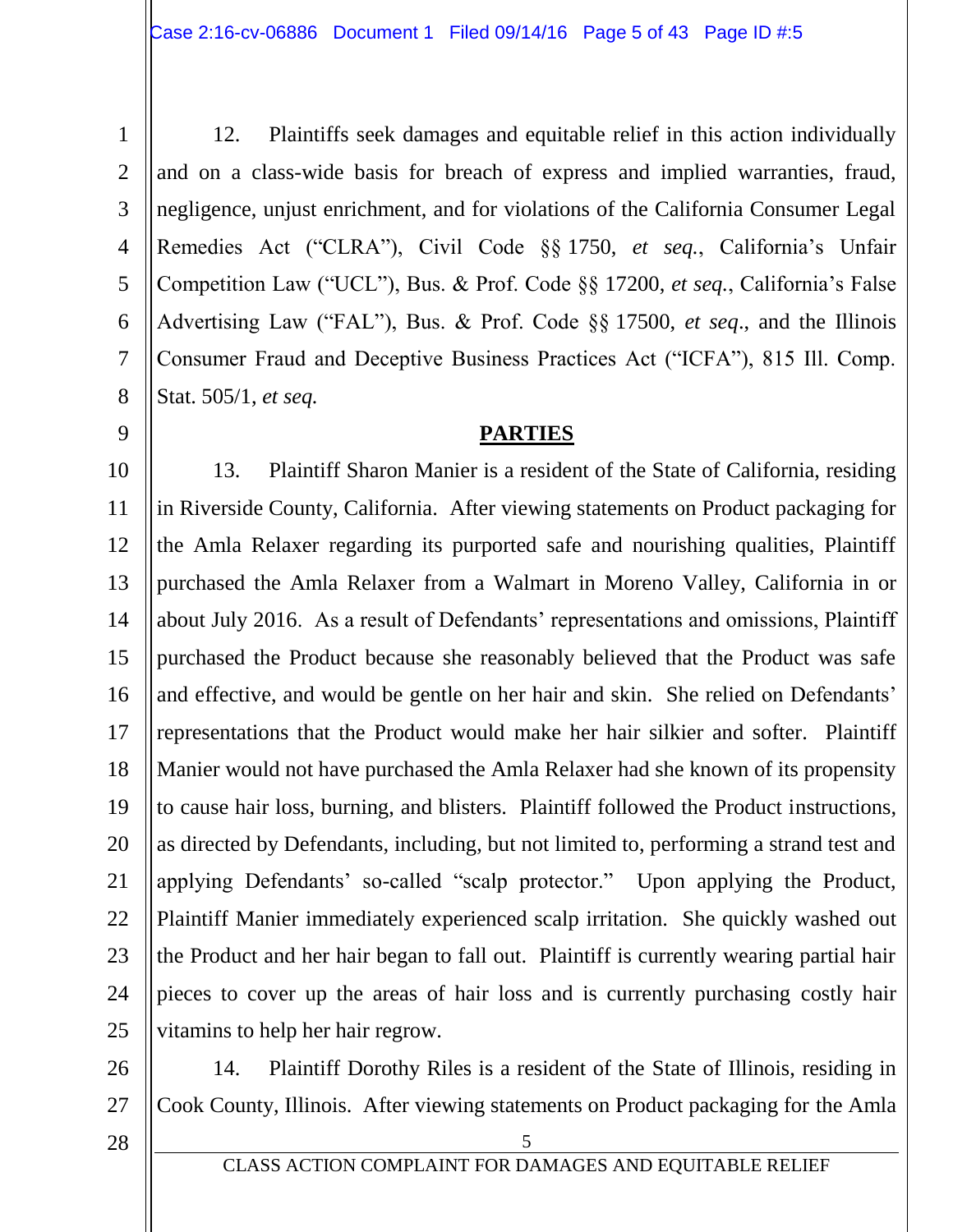12. Plaintiffs seek damages and equitable relief in this action individually and on a class-wide basis for breach of express and implied warranties, fraud, negligence, unjust enrichment, and for violations of the California Consumer Legal Remedies Act ("CLRA"), Civil Code §§ 1750, *et seq.*, California's Unfair Competition Law ("UCL"), Bus. & Prof. Code §§ 17200, *et seq.*, California's False Advertising Law ("FAL"), Bus. & Prof. Code §§ 17500, *et seq*., and the Illinois Consumer Fraud and Deceptive Business Practices Act ("ICFA"), 815 Ill. Comp. Stat. 505/1, *et seq.*

## PARTIES

13. Plaintiff Sharon Manier is a resident of the State of California, residing in Riverside County, California. After viewing statements on Product packaging for the Amla Relaxer regarding its purported safe and nourishing qualities, Plaintiff purchased the Amla Relaxer from a Walmart in Moreno Valley, California in or about July 2016. As a result of Defendants' representations and omissions, Plaintiff purchased the Product because she reasonably believed that the Product was safe and effective, and would be gentle on her hair and skin. She relied on Defendants' representations that the Product would make her hair silkier and softer. Plaintiff Manier would not have purchased the Amla Relaxer had she known of its propensity to cause hair loss, burning, and blisters. Plaintiff followed the Product instructions, as directed by Defendants, including, but not limited to, performing a strand test and applying Defendants' so-called "scalp protector." Upon applying the Product, Plaintiff Manier immediately experienced scalp irritation. She quickly washed out the Product and her hair began to fall out. Plaintiff is currently wearing partial hair pieces to cover up the areas of hair loss and is currently purchasing costly hair vitamins to help her hair regrow.

14. Plaintiff Dorothy Riles is a resident of the State of Illinois, residing in Cook County, Illinois. After viewing statements on Product packaging for the Amla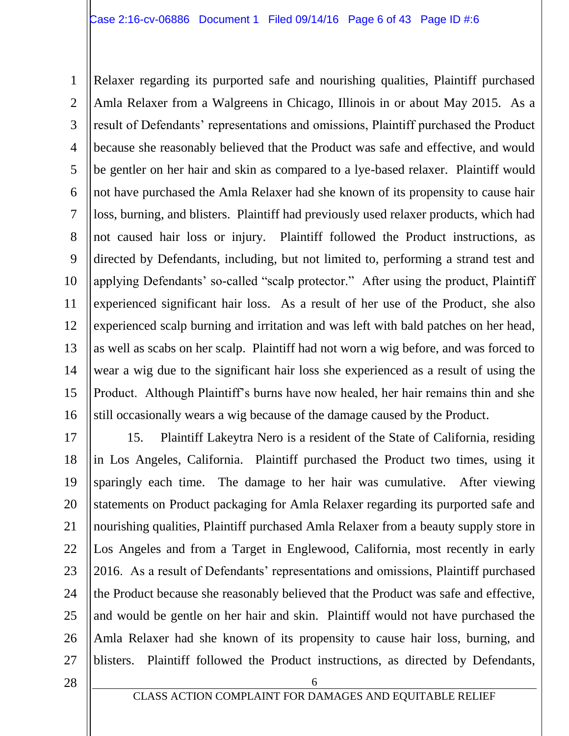Relaxer regarding its purported safe and nourishing qualities, Plaintiff purchased Amla Relaxer from a Walgreens in Chicago, Illinois in or about May 2015. As a result of Defendants' representations and omissions, Plaintiff purchased the Product because she reasonably believed that the Product was safe and effective, and would be gentler on her hair and skin as compared to a lye-based relaxer. Plaintiff would not have purchased the Amla Relaxer had she known of its propensity to cause hair loss, burning, and blisters. Plaintiff had previously used relaxer products, which had not caused hair loss or injury. Plaintiff followed the Product instructions, as directed by Defendants, including, but not limited to, performing a strand test and applying Defendants' so-called "scalp protector." After using the product, Plaintiff experienced significant hair loss. As a result of her use of the Product, she also experienced scalp burning and irritation and was left with bald patches on her head, as well as scabs on her scalp. Plaintiff had not worn a wig before, and was forced to wear a wig due to the significant hair loss she experienced as a result of using the Product. Although Plaintiff's burns have now healed, her hair remains thin and she still occasionally wears a wig because of the damage caused by the Product.

15. Plaintiff Lakeytra Nero is a resident of the State of California, residing in Los Angeles, California. Plaintiff purchased the Product two times, using it sparingly each time. The damage to her hair was cumulative. After viewing statements on Product packaging for Amla Relaxer regarding its purported safe and nourishing qualities, Plaintiff purchased Amla Relaxer from a beauty supply store in Los Angeles and from a Target in Englewood, California, most recently in early 2016. As a result of Defendants' representations and omissions, Plaintiff purchased the Product because she reasonably believed that the Product was safe and effective, and would be gentle on her hair and skin. Plaintiff would not have purchased the Amla Relaxer had she known of its propensity to cause hair loss, burning, and blisters. Plaintiff followed the Product instructions, as directed by Defendants,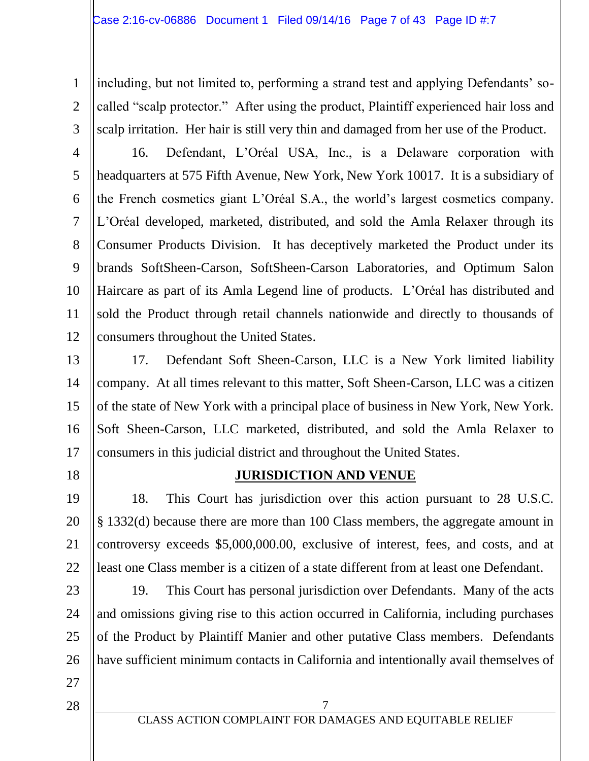including, but not limited to, performing a strand test and applying Defendants' so-called "scalp protector." After using the product, Plaintiff experienced hair loss and scalp irritation. Her hair is still very thin and damaged from her use of the Product.

16. Defendant, L'Oréal USA, Inc., is a Delaware corporation with headquarters at 575 Fifth Avenue, New York, New York 10017. It is a subsidiary of the French cosmetics giant L'Oréal S.A., the world's largest cosmetics company. L'Oréal developed, marketed, distributed, and sold the Amla Relaxer through its Consumer Products Division. It has deceptively marketed the Product under its brands SoftSheen-Carson, SoftSheen-Carson Laboratories, and Optimum Salon Haircare as part of its Amla Legend line of products. L'Oréal has distributed and sold the Product through retail channels nationwide and directly to thousands of consumers throughout the United States.

17. Defendant Soft Sheen-Carson, LLC is a New York limited liability company. At all times relevant to this matter, Soft Sheen-Carson, LLC was a citizen of the state of New York with a principal place of business in New York, New York. Soft Sheen-Carson, LLC marketed, distributed, and sold the Amla Relaxer to consumers in this judicial district and throughout the United States.

## JURISDICTION AND VENUE

18. This Court has jurisdiction over this action pursuant to 28 U.S.C. § 1332(d) because there are more than 100 Class members, the aggregate amount in controversy exceeds $5,000,000.00, exclusive of interest, fees, and costs, and at least one Class member is a citizen of a state different from at least one Defendant.

19. This Court has personal jurisdiction over Defendants. Many of the acts and omissions giving rise to this action occurred in California, including purchases of the Product by Plaintiff Manier and other putative Class members. Defendants have sufficient minimum contacts in California and intentionally avail themselves of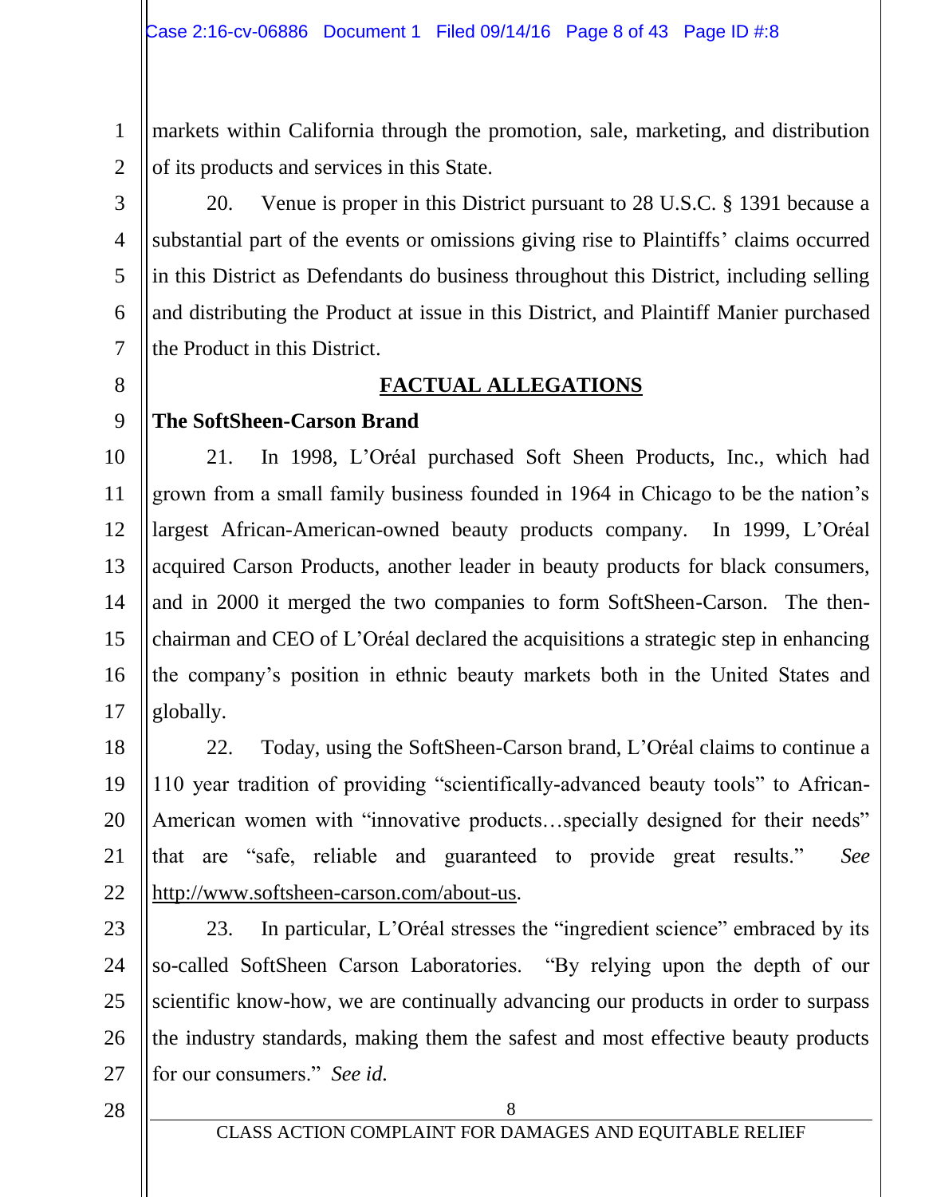markets within California through the promotion, sale, marketing, and distribution of its products and services in this State.

20. Venue is proper in this District pursuant to 28 U.S.C. § 1391 because a substantial part of the events or omissions giving rise to Plaintiffs' claims occurred in this District as Defendants do business throughout this District, including selling and distributing the Product at issue in this District, and Plaintiff Manier purchased the Product in this District.

## FACTUAL ALLEGATIONS

**The SoftSheen-Carson Brand**

21. In 1998, L'Oréal purchased Soft Sheen Products, Inc., which had grown from a small family business founded in 1964 in Chicago to be the nation's largest African-American-owned beauty products company. In 1999, L'Oréal acquired Carson Products, another leader in beauty products for black consumers, and in 2000 it merged the two companies to form SoftSheen-Carson. The then-chairman and CEO of L'Oréal declared the acquisitions a strategic step in enhancing the company's position in ethnic beauty markets both in the United States and globally.

22. Today, using the SoftSheen-Carson brand, L'Oréal claims to continue a 110 year tradition of providing "scientifically-advanced beauty tools" to African-American women with "innovative products…specially designed for their needs" that are "safe, reliable and guaranteed to provide great results." *See* http://www.softsheen-carson.com/about-us.

23. In particular, L'Oréal stresses the "ingredient science" embraced by its so-called SoftSheen Carson Laboratories. "By relying upon the depth of our scientific know-how, we are continually advancing our products in order to surpass the industry standards, making them the safest and most effective beauty products for our consumers." *See id.*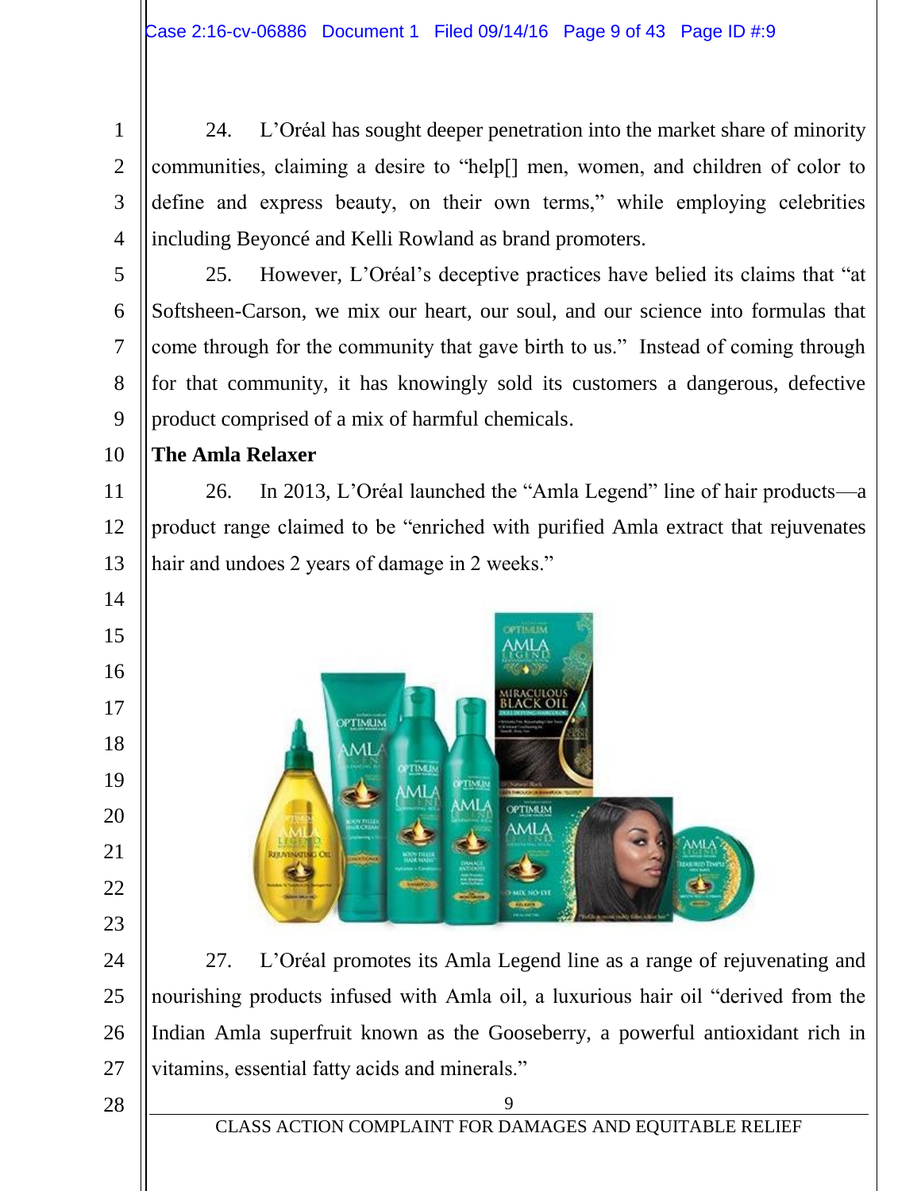24. L'Oréal has sought deeper penetration into the market share of minority communities, claiming a desire to "help[] men, women, and children of color to define and express beauty, on their own terms," while employing celebrities including Beyoncé and Kelli Rowland as brand promoters.

25. However, L'Oréal's deceptive practices have belied its claims that "at Softsheen-Carson, we mix our heart, our soul, and our science into formulas that come through for the community that gave birth to us." Instead of coming through for that community, it has knowingly sold its customers a dangerous, defective product comprised of a mix of harmful chemicals.

**The Amla Relaxer**

26. In 2013, L'Oréal launched the "Amla Legend" line of hair products—a product range claimed to be "enriched with purified Amla extract that rejuvenates hair and undoes 2 years of damage in 2 weeks."

27. L'Oréal promotes its Amla Legend line as a range of rejuvenating and nourishing products infused with Amla oil, a luxurious hair oil "derived from the Indian Amla superfruit known as the Gooseberry, a powerful antioxidant rich in vitamins, essential fatty acids and minerals."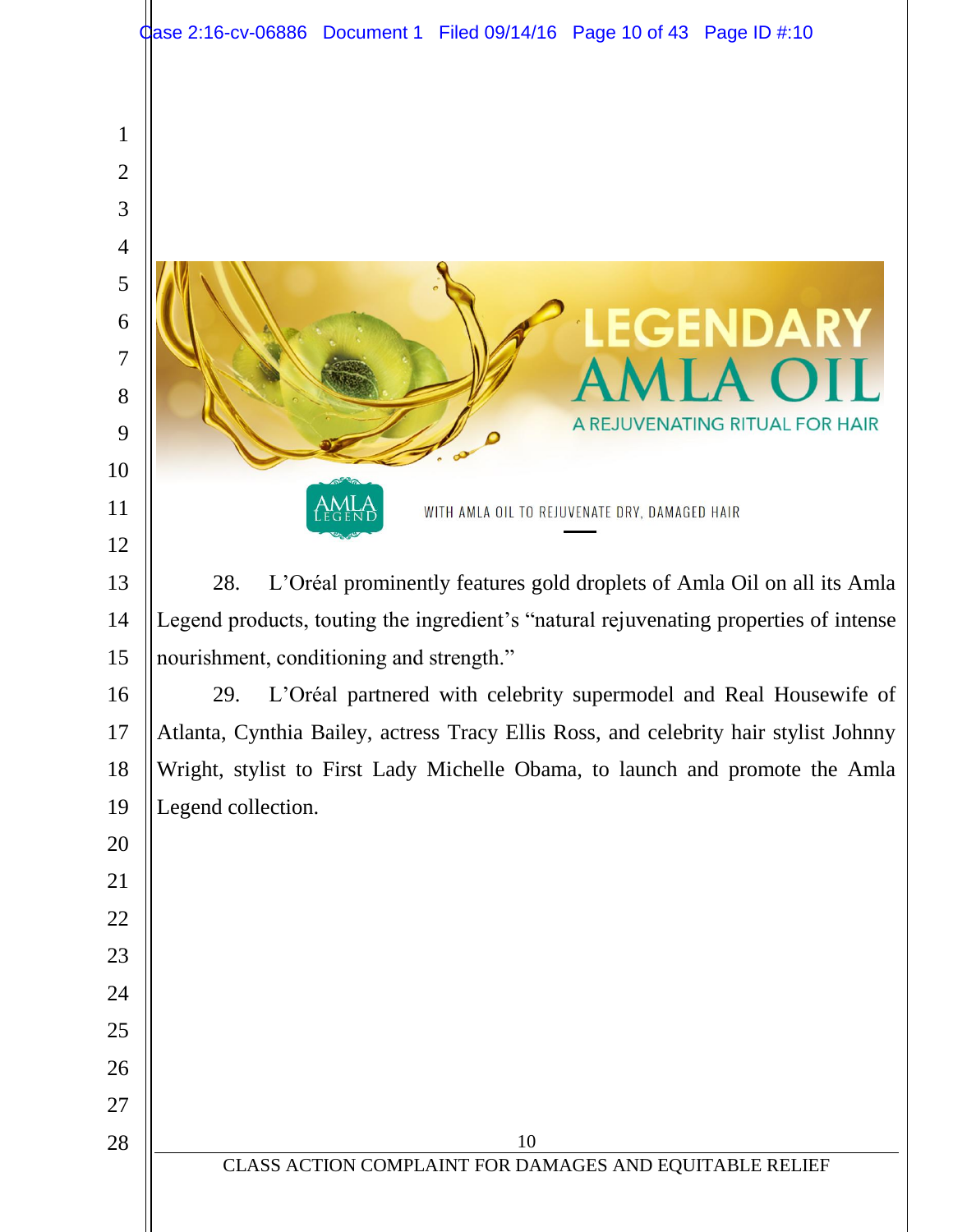LEGENDARY AMLA OIL

A REJUVENATING RITUAL FOR HAIR

AMLA LEGEND

WITH AMLA OIL TO REJUVENATE DRY, DAMAGED HAIR

28. L'Oréal prominently features gold droplets of Amla Oil on all its Amla Legend products, touting the ingredient's "natural rejuvenating properties of intense nourishment, conditioning and strength."

29. L'Oréal partnered with celebrity supermodel and Real Housewife of Atlanta, Cynthia Bailey, actress Tracy Ellis Ross, and celebrity hair stylist Johnny Wright, stylist to First Lady Michelle Obama, to launch and promote the Amla Legend collection.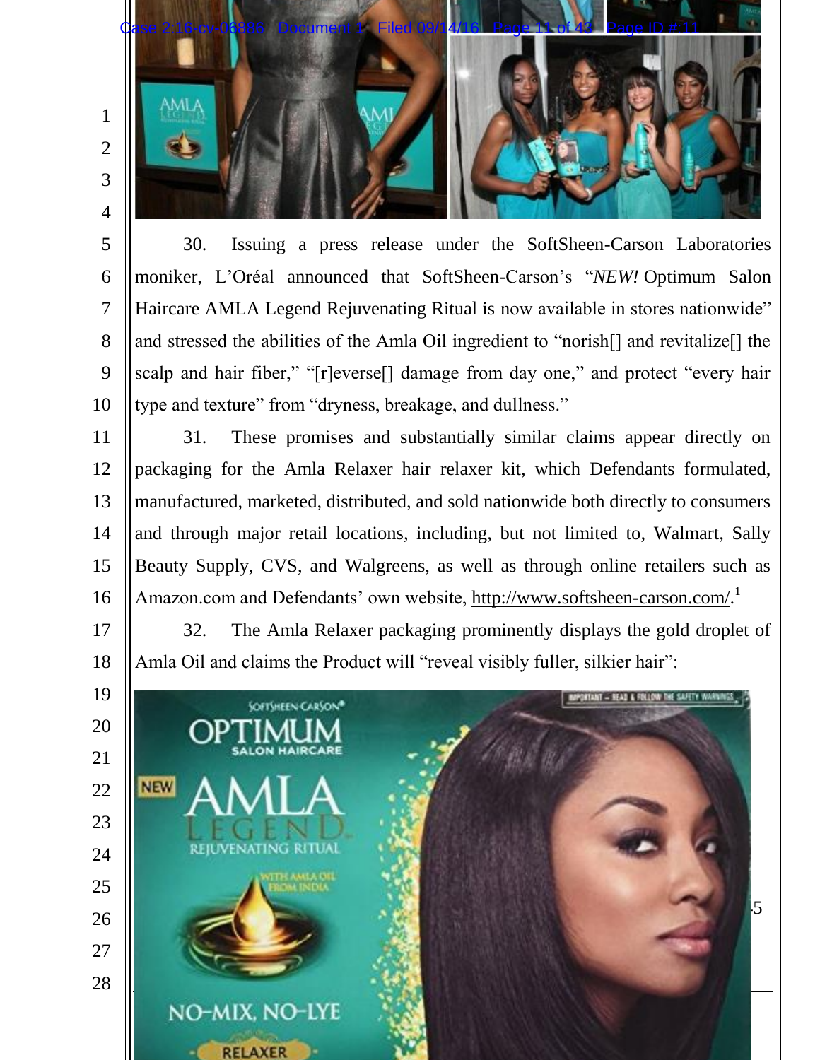30. Issuing a press release under the SoftSheen-Carson Laboratories moniker, L'Oréal announced that SoftSheen-Carson's "*NEW!* Optimum Salon Haircare AMLA Legend Rejuvenating Ritual is now available in stores nationwide" and stressed the abilities of the Amla Oil ingredient to "norish[] and revitalize[] the scalp and hair fiber," "[r]everse[] damage from day one," and protect "every hair type and texture" from "dryness, breakage, and dullness."

31. These promises and substantially similar claims appear directly on packaging for the Amla Relaxer hair relaxer kit, which Defendants formulated, manufactured, marketed, distributed, and sold nationwide both directly to consumers and through major retail locations, including, but not limited to, Walmart, Sally Beauty Supply, CVS, and Walgreens, as well as through online retailers such as Amazon.com and Defendants' own website, http://www.softsheen-carson.com/.[1]

32. The Amla Relaxer packaging prominently displays the gold droplet of Amla Oil and claims the Product will "reveal visibly fuller, silkier hair":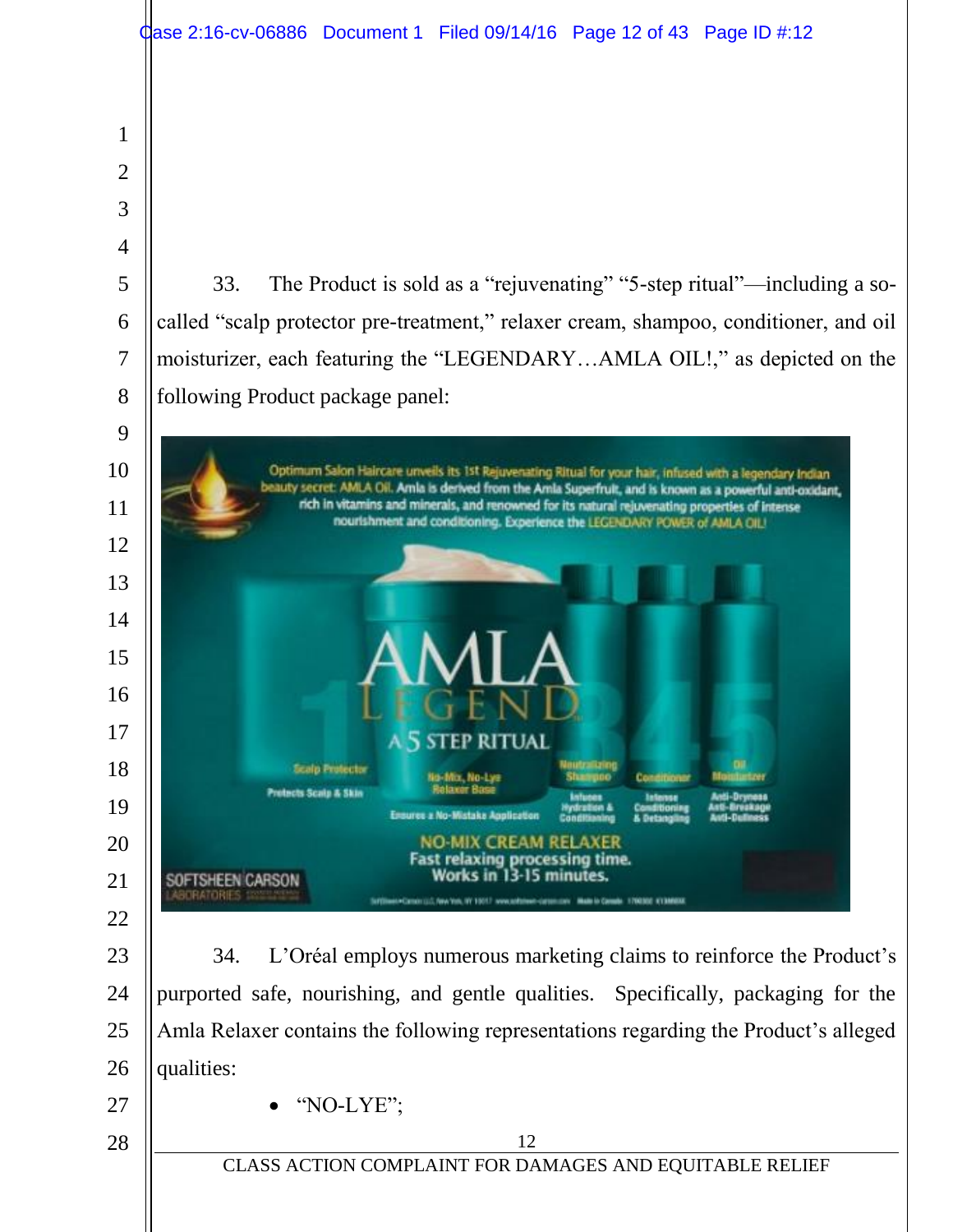33. The Product is sold as a "rejuvenating" "5-step ritual"—including a so-called "scalp protector pre-treatment," relaxer cream, shampoo, conditioner, and oil moisturizer, each featuring the "LEGENDARY…AMLA OIL!," as depicted on the following Product package panel:

34. L'Oréal employs numerous marketing claims to reinforce the Product's purported safe, nourishing, and gentle qualities. Specifically, packaging for the Amla Relaxer contains the following representations regarding the Product's alleged qualities:

- "NO-LYE";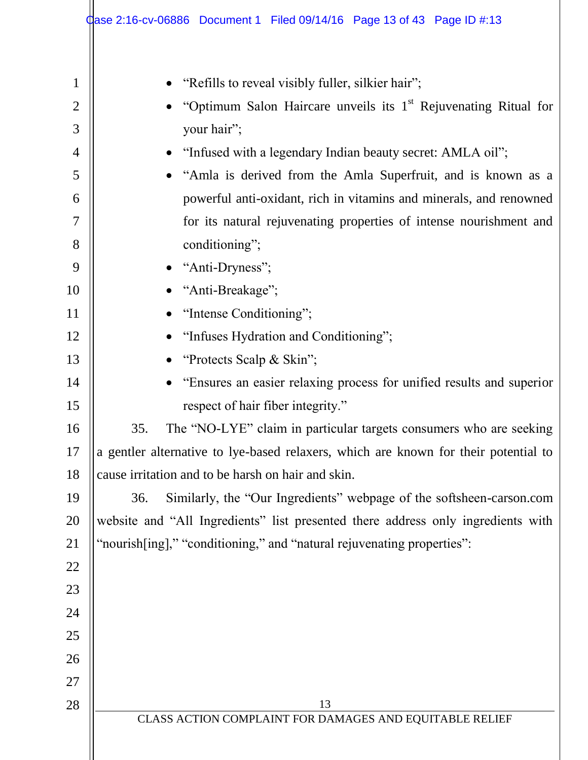- "Refills to reveal visibly fuller, silkier hair";
- "Optimum Salon Haircare unveils its 1st Rejuvenating Ritual for your hair";
- "Infused with a legendary Indian beauty secret: AMLA oil";
- "Amla is derived from the Amla Superfruit, and is known as a powerful anti-oxidant, rich in vitamins and minerals, and renowned for its natural rejuvenating properties of intense nourishment and conditioning";
- "Anti-Dryness";
- "Anti-Breakage";
- "Intense Conditioning";
- "Infuses Hydration and Conditioning";
- "Protects Scalp & Skin";
- "Ensures an easier relaxing process for unified results and superior respect of hair fiber integrity."

35. The "NO-LYE" claim in particular targets consumers who are seeking a gentler alternative to lye-based relaxers, which are known for their potential to cause irritation and to be harsh on hair and skin.

36. Similarly, the "Our Ingredients" webpage of the softsheen-carson.com website and "All Ingredients" list presented there address only ingredients with "nourish[ing]," "conditioning," and "natural rejuvenating properties":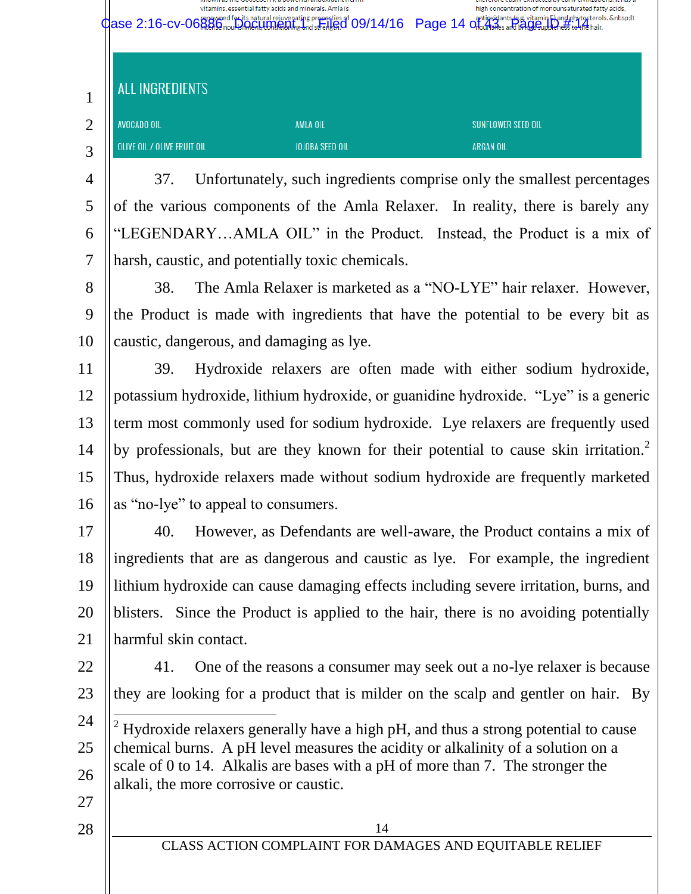ALL INGREDIENTS

| | | |
|---|---|---|
| AVOCADO OIL | AMLA OIL | SUNFLOWER SEED OIL |
| OLIVE OIL / OLIVE FRUIT OIL | JOJOBA SEED OIL | ARGAN OIL |

37. Unfortunately, such ingredients comprise only the smallest percentages of the various components of the Amla Relaxer. In reality, there is barely any "LEGENDARY…AMLA OIL" in the Product. Instead, the Product is a mix of harsh, caustic, and potentially toxic chemicals.

38. The Amla Relaxer is marketed as a "NO-LYE" hair relaxer. However, the Product is made with ingredients that have the potential to be every bit as caustic, dangerous, and damaging as lye.

39. Hydroxide relaxers are often made with either sodium hydroxide, potassium hydroxide, lithium hydroxide, or guanidine hydroxide. "Lye" is a generic term most commonly used for sodium hydroxide. Lye relaxers are frequently used by professionals, but are they known for their potential to cause skin irritation.[2] Thus, hydroxide relaxers made without sodium hydroxide are frequently marketed as "no-lye" to appeal to consumers.

40. However, as Defendants are well-aware, the Product contains a mix of ingredients that are as dangerous and caustic as lye. For example, the ingredient lithium hydroxide can cause damaging effects including severe irritation, burns, and blisters. Since the Product is applied to the hair, there is no avoiding potentially harmful skin contact.

41. One of the reasons a consumer may seek out a no-lye relaxer is because they are looking for a product that is milder on the scalp and gentler on hair. By

[2] Hydroxide relaxers generally have a high pH, and thus a strong potential to cause chemical burns. A pH level measures the acidity or alkalinity of a solution on a scale of 0 to 14. Alkalis are bases with a pH of more than 7. The stronger the alkali, the more corrosive or caustic.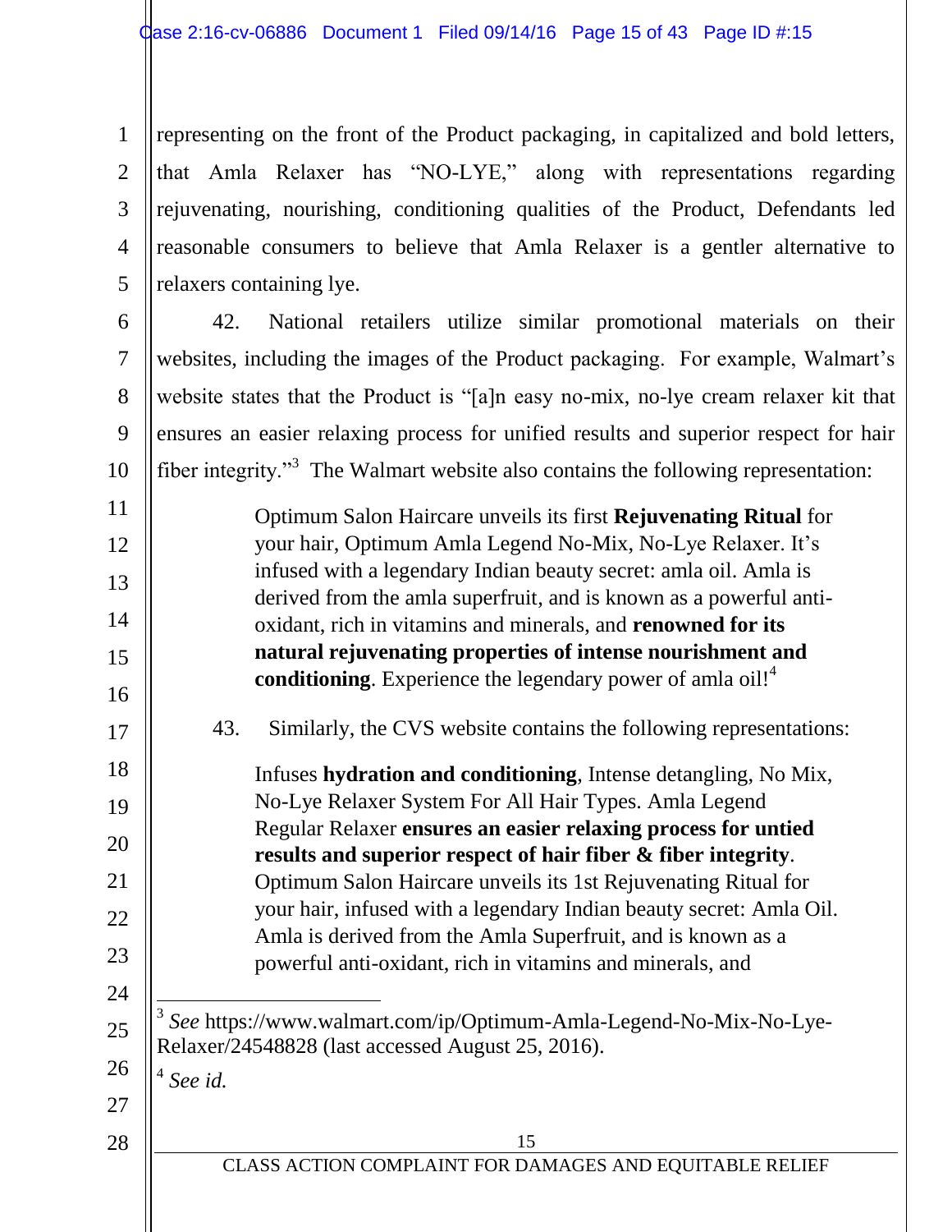representing on the front of the Product packaging, in capitalized and bold letters, that Amla Relaxer has "NO-LYE," along with representations regarding rejuvenating, nourishing, conditioning qualities of the Product, Defendants led reasonable consumers to believe that Amla Relaxer is a gentler alternative to relaxers containing lye.

42. National retailers utilize similar promotional materials on their websites, including the images of the Product packaging. For example, Walmart's website states that the Product is "[a]n easy no-mix, no-lye cream relaxer kit that ensures an easier relaxing process for unified results and superior respect for hair fiber integrity."[3] The Walmart website also contains the following representation:

> Optimum Salon Haircare unveils its first **Rejuvenating Ritual** for your hair, Optimum Amla Legend No-Mix, No-Lye Relaxer. It's infused with a legendary Indian beauty secret: amla oil. Amla is derived from the amla superfruit, and is known as a powerful anti-oxidant, rich in vitamins and minerals, and **renowned for its natural rejuvenating properties of intense nourishment and conditioning**. Experience the legendary power of amla oil![4]

43. Similarly, the CVS website contains the following representations:

> Infuses **hydration and conditioning**, Intense detangling, No Mix, No-Lye Relaxer System For All Hair Types. Amla Legend Regular Relaxer **ensures an easier relaxing process for untied results and superior respect of hair fiber & fiber integrity**. Optimum Salon Haircare unveils its 1st Rejuvenating Ritual for your hair, infused with a legendary Indian beauty secret: Amla Oil. Amla is derived from the Amla Superfruit, and is known as a powerful anti-oxidant, rich in vitamins and minerals, and

---

[3] *See* https://www.walmart.com/ip/Optimum-Amla-Legend-No-Mix-No-Lye-Relaxer/24548828 (last accessed August 25, 2016).

[4] *See id.*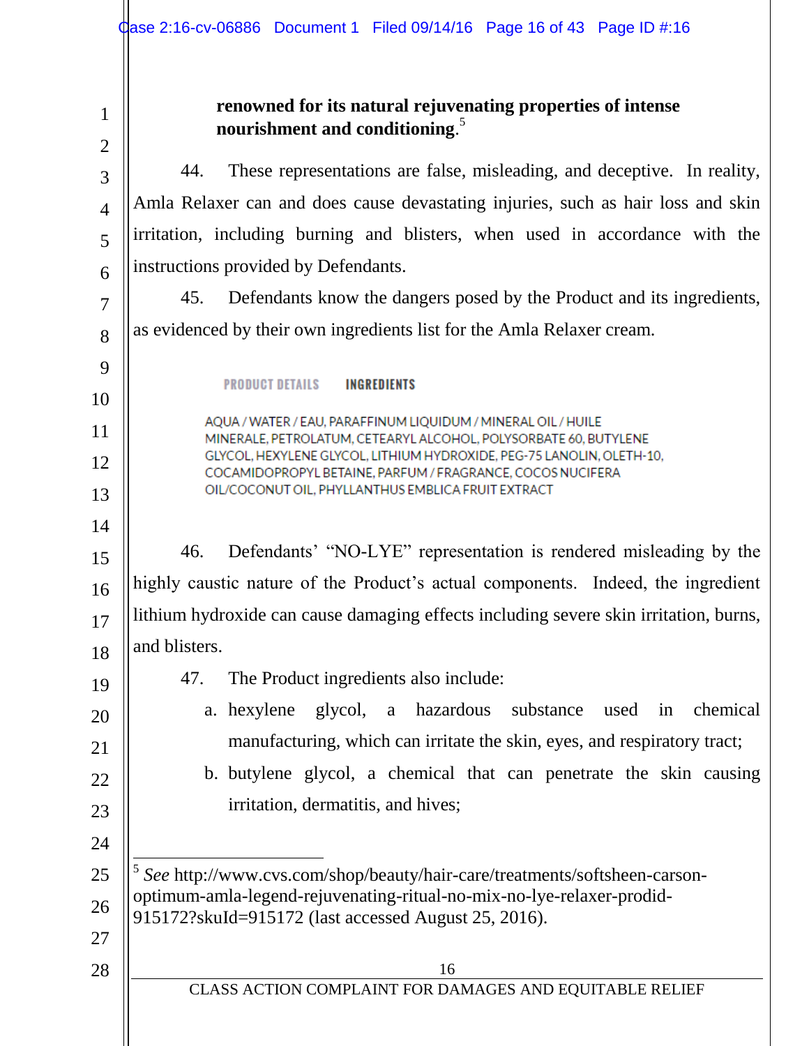**renowned for its natural rejuvenating properties of intense nourishment and conditioning**.[5]

44. These representations are false, misleading, and deceptive. In reality, Amla Relaxer can and does cause devastating injuries, such as hair loss and skin irritation, including burning and blisters, when used in accordance with the instructions provided by Defendants.

45. Defendants know the dangers posed by the Product and its ingredients, as evidenced by their own ingredients list for the Amla Relaxer cream.

PRODUCT DETAILS **INGREDIENTS**

AQUA / WATER / EAU, PARAFFINUM LIQUIDUM / MINERAL OIL / HUILE MINERALE, PETROLATUM, CETEARYL ALCOHOL, POLYSORBATE 60, BUTYLENE GLYCOL, HEXYLENE GLYCOL, LITHIUM HYDROXIDE, PEG-75 LANOLIN, OLETH-10, COCAMIDOPROPYL BETAINE, PARFUM / FRAGRANCE, COCOS NUCIFERA OIL/COCONUT OIL, PHYLLANTHUS EMBLICA FRUIT EXTRACT

46. Defendants' "NO-LYE" representation is rendered misleading by the highly caustic nature of the Product's actual components. Indeed, the ingredient lithium hydroxide can cause damaging effects including severe skin irritation, burns, and blisters.

47. The Product ingredients also include:

a. hexylene glycol, a hazardous substance used in chemical manufacturing, which can irritate the skin, eyes, and respiratory tract;

b. butylene glycol, a chemical that can penetrate the skin causing irritation, dermatitis, and hives;

---

[5] *See* http://www.cvs.com/shop/beauty/hair-care/treatments/softsheen-carson-optimum-amla-legend-rejuvenating-ritual-no-mix-no-lye-relaxer-prodid-915172?skuId=915172 (last accessed August 25, 2016).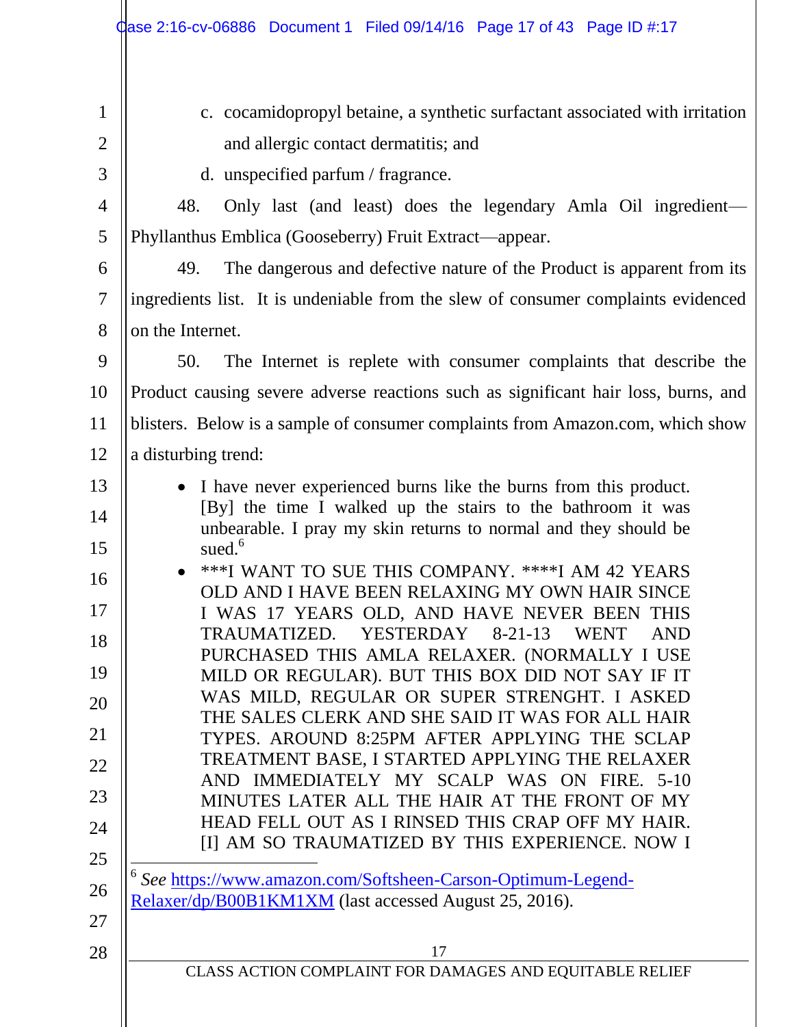c. cocamidopropyl betaine, a synthetic surfactant associated with irritation and allergic contact dermatitis; and

d. unspecified parfum / fragrance.

48. Only last (and least) does the legendary Amla Oil ingredient—Phyllanthus Emblica (Gooseberry) Fruit Extract—appear.

49. The dangerous and defective nature of the Product is apparent from its ingredients list. It is undeniable from the slew of consumer complaints evidenced on the Internet.

50. The Internet is replete with consumer complaints that describe the Product causing severe adverse reactions such as significant hair loss, burns, and blisters. Below is a sample of consumer complaints from Amazon.com, which show a disturbing trend:

- I have never experienced burns like the burns from this product. [By] the time I walked up the stairs to the bathroom it was unbearable. I pray my skin returns to normal and they should be sued.[6]
- ***I WANT TO SUE THIS COMPANY. ****I AM 42 YEARS OLD AND I HAVE BEEN RELAXING MY OWN HAIR SINCE I WAS 17 YEARS OLD, AND HAVE NEVER BEEN THIS TRAUMATIZED. YESTERDAY 8-21-13 WENT AND PURCHASED THIS AMLA RELAXER. (NORMALLY I USE MILD OR REGULAR). BUT THIS BOX DID NOT SAY IF IT WAS MILD, REGULAR OR SUPER STRENGHT. I ASKED THE SALES CLERK AND SHE SAID IT WAS FOR ALL HAIR TYPES. AROUND 8:25PM AFTER APPLYING THE SCLAP TREATMENT BASE, I STARTED APPLYING THE RELAXER AND IMMEDIATELY MY SCALP WAS ON FIRE. 5-10 MINUTES LATER ALL THE HAIR AT THE FRONT OF MY HEAD FELL OUT AS I RINSED THIS CRAP OFF MY HAIR. [I] AM SO TRAUMATIZED BY THIS EXPERIENCE. NOW I

---

[6] *See* https://www.amazon.com/Softsheen-Carson-Optimum-Legend-Relaxer/dp/B00B1KM1XM (last accessed August 25, 2016).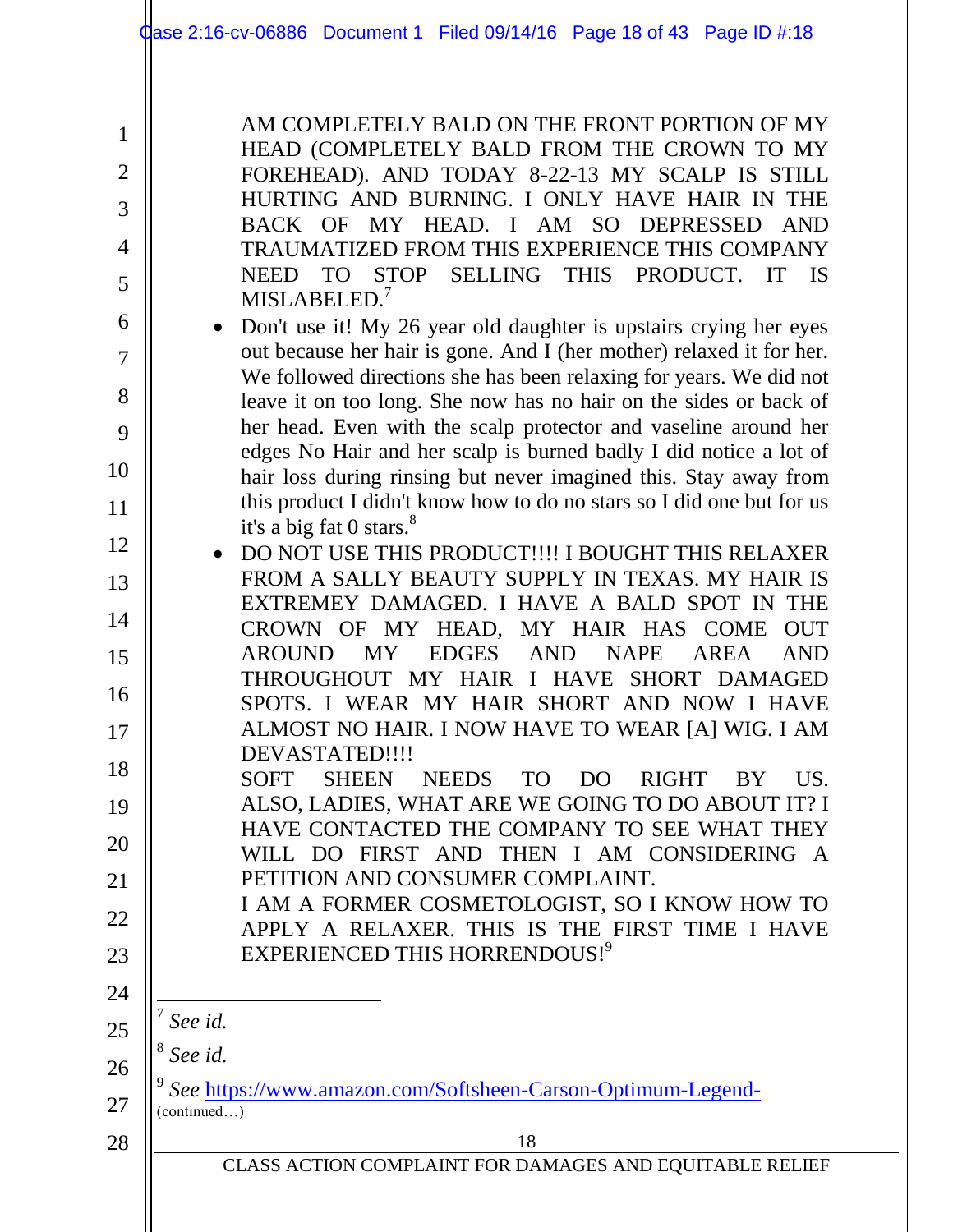AM COMPLETELY BALD ON THE FRONT PORTION OF MY HEAD (COMPLETELY BALD FROM THE CROWN TO MY FOREHEAD). AND TODAY 8-22-13 MY SCALP IS STILL HURTING AND BURNING. I ONLY HAVE HAIR IN THE BACK OF MY HEAD. I AM SO DEPRESSED AND TRAUMATIZED FROM THIS EXPERIENCE THIS COMPANY NEED TO STOP SELLING THIS PRODUCT. IT IS MISLABELED.[7]

- Don't use it! My 26 year old daughter is upstairs crying her eyes out because her hair is gone. And I (her mother) relaxed it for her. We followed directions she has been relaxing for years. We did not leave it on too long. She now has no hair on the sides or back of her head. Even with the scalp protector and vaseline around her edges No Hair and her scalp is burned badly I did notice a lot of hair loss during rinsing but never imagined this. Stay away from this product I didn't know how to do no stars so I did one but for us it's a big fat 0 stars.[8]
- DO NOT USE THIS PRODUCT!!!! I BOUGHT THIS RELAXER FROM A SALLY BEAUTY SUPPLY IN TEXAS. MY HAIR IS EXTREMEY DAMAGED. I HAVE A BALD SPOT IN THE CROWN OF MY HEAD, MY HAIR HAS COME OUT AROUND MY EDGES AND NAPE AREA AND THROUGHOUT MY HAIR I HAVE SHORT DAMAGED SPOTS. I WEAR MY HAIR SHORT AND NOW I HAVE ALMOST NO HAIR. I NOW HAVE TO WEAR [A] WIG. I AM DEVASTATED!!!!
  SOFT SHEEN NEEDS TO DO RIGHT BY US. ALSO, LADIES, WHAT ARE WE GOING TO DO ABOUT IT? I HAVE CONTACTED THE COMPANY TO SEE WHAT THEY WILL DO FIRST AND THEN I AM CONSIDERING A PETITION AND CONSUMER COMPLAINT.
  I AM A FORMER COSMETOLOGIST, SO I KNOW HOW TO APPLY A RELAXER. THIS IS THE FIRST TIME I HAVE EXPERIENCED THIS HORRENDOUS![9]

---

[7] *See id.*

[8] *See id.*

[9] *See* https://www.amazon.com/Softsheen-Carson-Optimum-Legend-
(continued…)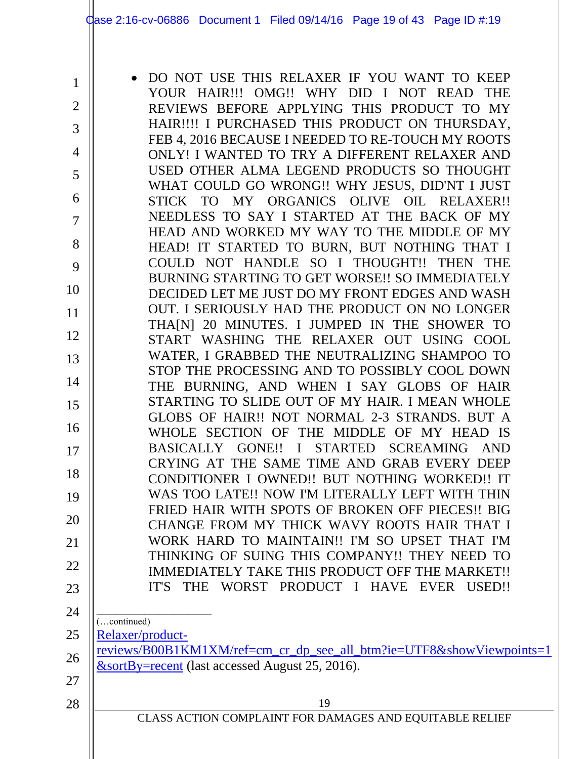- DO NOT USE THIS RELAXER IF YOU WANT TO KEEP YOUR HAIR!!! OMG!! WHY DID I NOT READ THE REVIEWS BEFORE APPLYING THIS PRODUCT TO MY HAIR!!!! I PURCHASED THIS PRODUCT ON THURSDAY, FEB 4, 2016 BECAUSE I NEEDED TO RE-TOUCH MY ROOTS ONLY! I WANTED TO TRY A DIFFERENT RELAXER AND USED OTHER ALMA LEGEND PRODUCTS SO THOUGHT WHAT COULD GO WRONG!! WHY JESUS, DID'NT I JUST STICK TO MY ORGANICS OLIVE OIL RELAXER!! NEEDLESS TO SAY I STARTED AT THE BACK OF MY HEAD AND WORKED MY WAY TO THE MIDDLE OF MY HEAD! IT STARTED TO BURN, BUT NOTHING THAT I COULD NOT HANDLE SO I THOUGHT!! THEN THE BURNING STARTING TO GET WORSE!! SO IMMEDIATELY DECIDED LET ME JUST DO MY FRONT EDGES AND WASH OUT. I SERIOUSLY HAD THE PRODUCT ON NO LONGER THA[N] 20 MINUTES. I JUMPED IN THE SHOWER TO START WASHING THE RELAXER OUT USING COOL WATER, I GRABBED THE NEUTRALIZING SHAMPOO TO STOP THE PROCESSING AND TO POSSIBLY COOL DOWN THE BURNING, AND WHEN I SAY GLOBS OF HAIR STARTING TO SLIDE OUT OF MY HAIR. I MEAN WHOLE GLOBS OF HAIR!! NOT NORMAL 2-3 STRANDS. BUT A WHOLE SECTION OF THE MIDDLE OF MY HEAD IS BASICALLY GONE!! I STARTED SCREAMING AND CRYING AT THE SAME TIME AND GRAB EVERY DEEP CONDITIONER I OWNED!! BUT NOTHING WORKED!! IT WAS TOO LATE!! NOW I'M LITERALLY LEFT WITH THIN FRIED HAIR WITH SPOTS OF BROKEN OFF PIECES!! BIG CHANGE FROM MY THICK WAVY ROOTS HAIR THAT I WORK HARD TO MAINTAIN!! I'M SO UPSET THAT I'M THINKING OF SUING THIS COMPANY!! THEY NEED TO IMMEDIATELY TAKE THIS PRODUCT OFF THE MARKET!! IT'S THE WORST PRODUCT I HAVE EVER USED!!

---

(…continued)
Relaxer/product-reviews/B00B1KM1XM/ref=cm_cr_dp_see_all_btm?ie=UTF8&showViewpoints=1&sortBy=recent (last accessed August 25, 2016).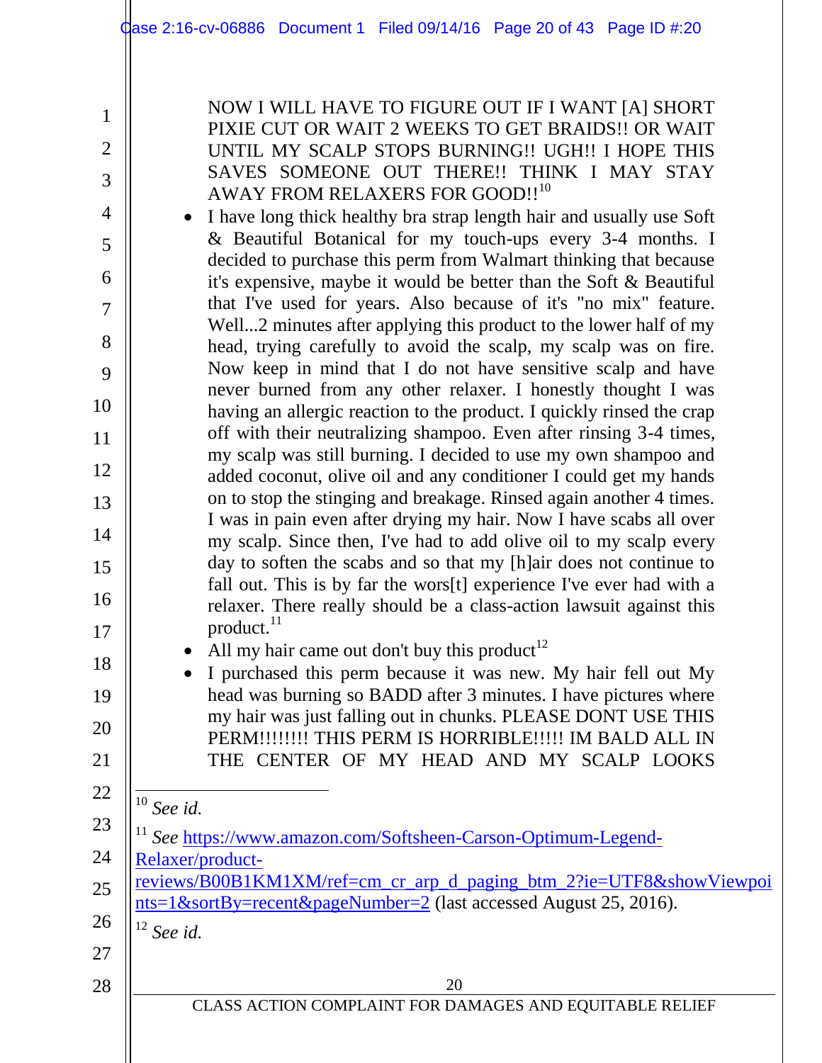NOW I WILL HAVE TO FIGURE OUT IF I WANT [A] SHORT PIXIE CUT OR WAIT 2 WEEKS TO GET BRAIDS!! OR WAIT UNTIL MY SCALP STOPS BURNING!! UGH!! I HOPE THIS SAVES SOMEONE OUT THERE!! THINK I MAY STAY AWAY FROM RELAXERS FOR GOOD!![10]

- I have long thick healthy bra strap length hair and usually use Soft & Beautiful Botanical for my touch-ups every 3-4 months. I decided to purchase this perm from Walmart thinking that because it's expensive, maybe it would be better than the Soft & Beautiful that I've used for years. Also because of it's "no mix" feature. Well...2 minutes after applying this product to the lower half of my head, trying carefully to avoid the scalp, my scalp was on fire. Now keep in mind that I do not have sensitive scalp and have never burned from any other relaxer. I honestly thought I was having an allergic reaction to the product. I quickly rinsed the crap off with their neutralizing shampoo. Even after rinsing 3-4 times, my scalp was still burning. I decided to use my own shampoo and added coconut, olive oil and any conditioner I could get my hands on to stop the stinging and breakage. Rinsed again another 4 times. I was in pain even after drying my hair. Now I have scabs all over my scalp. Since then, I've had to add olive oil to my scalp every day to soften the scabs and so that my [h]air does not continue to fall out. This is by far the wors[t] experience I've ever had with a relaxer. There really should be a class-action lawsuit against this product.[11]
- All my hair came out don't buy this product[12]
- I purchased this perm because it was new. My hair fell out My head was burning so BADD after 3 minutes. I have pictures where my hair was just falling out in chunks. PLEASE DONT USE THIS PERM!!!!!!!! THIS PERM IS HORRIBLE!!!!! IM BALD ALL IN THE CENTER OF MY HEAD AND MY SCALP LOOKS

---

[10] *See id.*

[11] *See* https://www.amazon.com/Softsheen-Carson-Optimum-Legend-Relaxer/product-reviews/B00B1KM1XM/ref=cm_cr_arp_d_paging_btm_2?ie=UTF8&showViewpoints=1&sortBy=recent&pageNumber=2 (last accessed August 25, 2016).

[12] *See id.*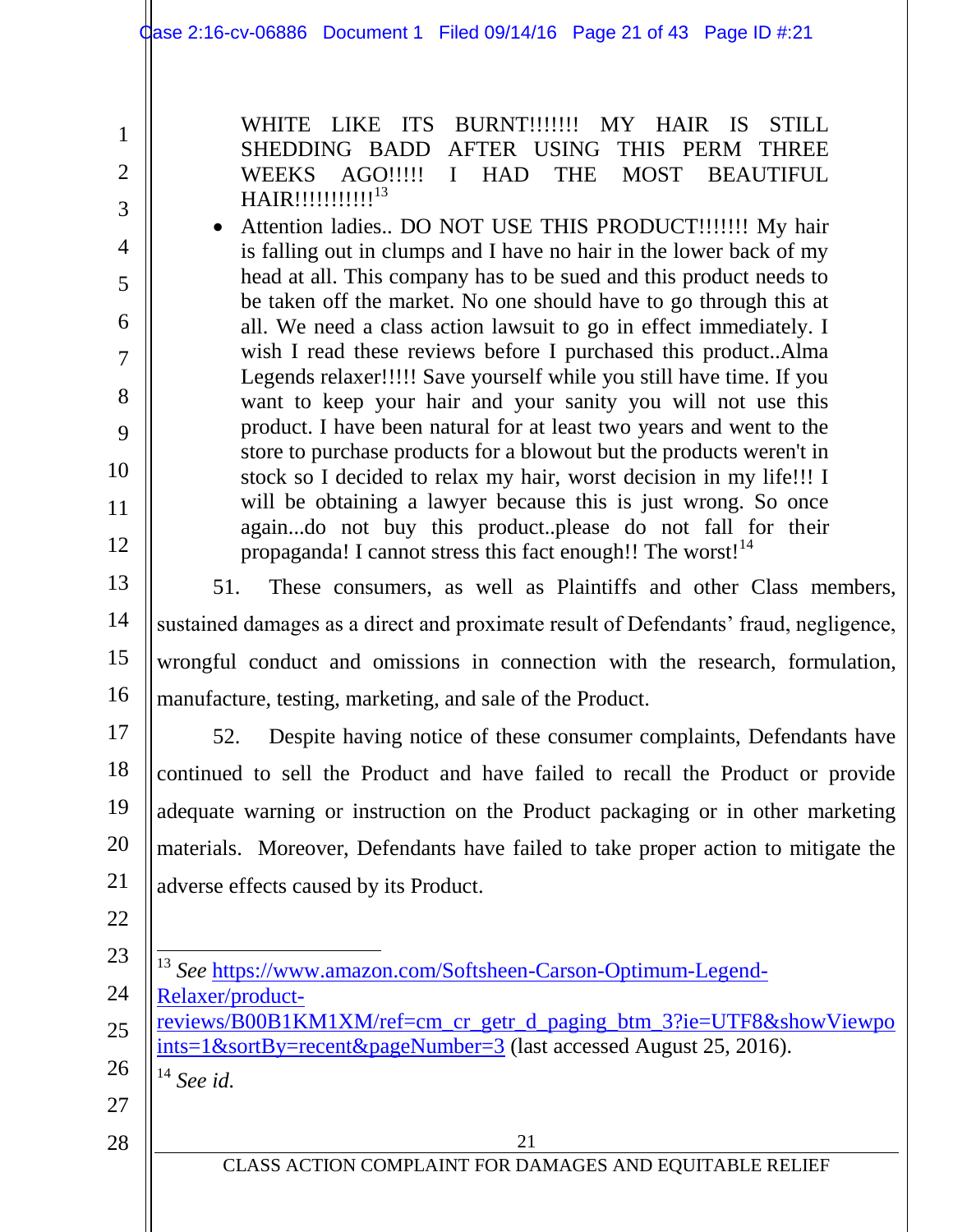WHITE LIKE ITS BURNT!!!!!!! MY HAIR IS STILL SHEDDING BADD AFTER USING THIS PERM THREE WEEKS AGO!!!!! I HAD THE MOST BEAUTIFUL HAIR!!!!!!!!!!![13]

- Attention ladies.. DO NOT USE THIS PRODUCT!!!!!!! My hair is falling out in clumps and I have no hair in the lower back of my head at all. This company has to be sued and this product needs to be taken off the market. No one should have to go through this at all. We need a class action lawsuit to go in effect immediately. I wish I read these reviews before I purchased this product..Alma Legends relaxer!!!!! Save yourself while you still have time. If you want to keep your hair and your sanity you will not use this product. I have been natural for at least two years and went to the store to purchase products for a blowout but the products weren't in stock so I decided to relax my hair, worst decision in my life!!! I will be obtaining a lawyer because this is just wrong. So once again...do not buy this product..please do not fall for their propaganda! I cannot stress this fact enough!! The worst![14]

51. These consumers, as well as Plaintiffs and other Class members, sustained damages as a direct and proximate result of Defendants' fraud, negligence, wrongful conduct and omissions in connection with the research, formulation, manufacture, testing, marketing, and sale of the Product.

52. Despite having notice of these consumer complaints, Defendants have continued to sell the Product and have failed to recall the Product or provide adequate warning or instruction on the Product packaging or in other marketing materials. Moreover, Defendants have failed to take proper action to mitigate the adverse effects caused by its Product.

---

[13] *See* https://www.amazon.com/Softsheen-Carson-Optimum-Legend-Relaxer/product-reviews/B00B1KM1XM/ref=cm_cr_getr_d_paging_btm_3?ie=UTF8&showViewpoints=1&sortBy=recent&pageNumber=3 (last accessed August 25, 2016).

[14] *See id.*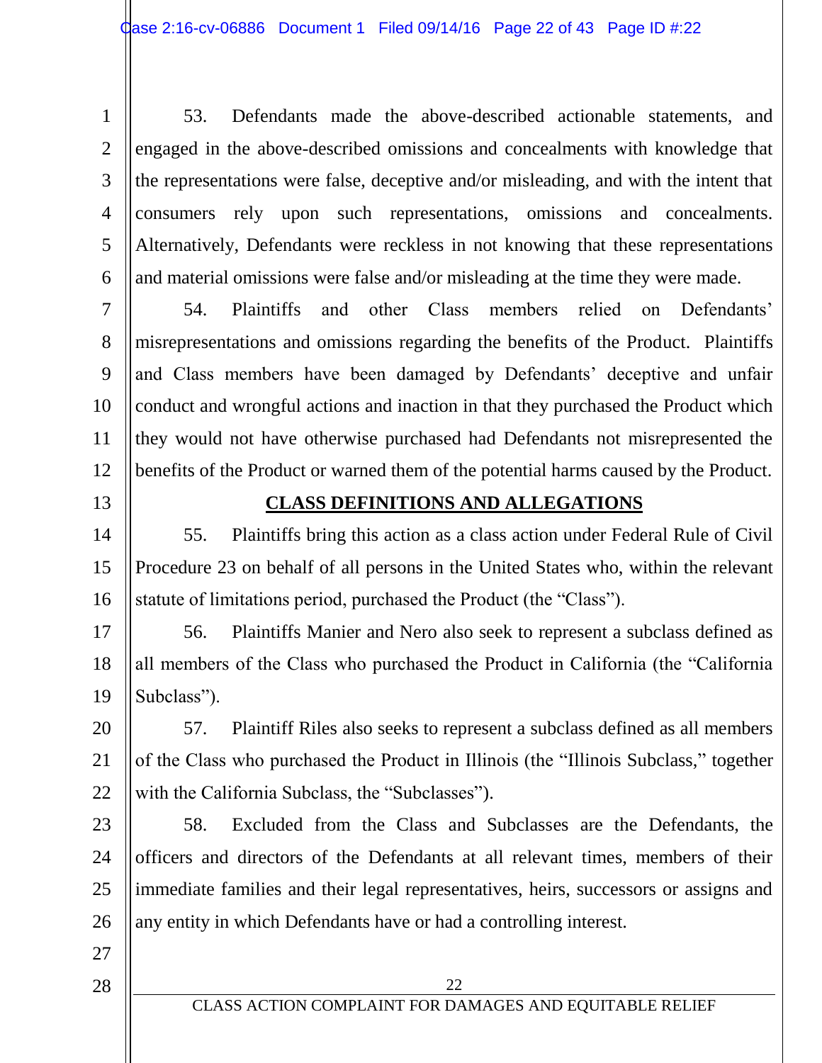53. Defendants made the above-described actionable statements, and engaged in the above-described omissions and concealments with knowledge that the representations were false, deceptive and/or misleading, and with the intent that consumers rely upon such representations, omissions and concealments. Alternatively, Defendants were reckless in not knowing that these representations and material omissions were false and/or misleading at the time they were made.

54. Plaintiffs and other Class members relied on Defendants' misrepresentations and omissions regarding the benefits of the Product. Plaintiffs and Class members have been damaged by Defendants' deceptive and unfair conduct and wrongful actions and inaction in that they purchased the Product which they would not have otherwise purchased had Defendants not misrepresented the benefits of the Product or warned them of the potential harms caused by the Product.

## CLASS DEFINITIONS AND ALLEGATIONS

55. Plaintiffs bring this action as a class action under Federal Rule of Civil Procedure 23 on behalf of all persons in the United States who, within the relevant statute of limitations period, purchased the Product (the "Class").

56. Plaintiffs Manier and Nero also seek to represent a subclass defined as all members of the Class who purchased the Product in California (the "California Subclass").

57. Plaintiff Riles also seeks to represent a subclass defined as all members of the Class who purchased the Product in Illinois (the "Illinois Subclass," together with the California Subclass, the "Subclasses").

58. Excluded from the Class and Subclasses are the Defendants, the officers and directors of the Defendants at all relevant times, members of their immediate families and their legal representatives, heirs, successors or assigns and any entity in which Defendants have or had a controlling interest.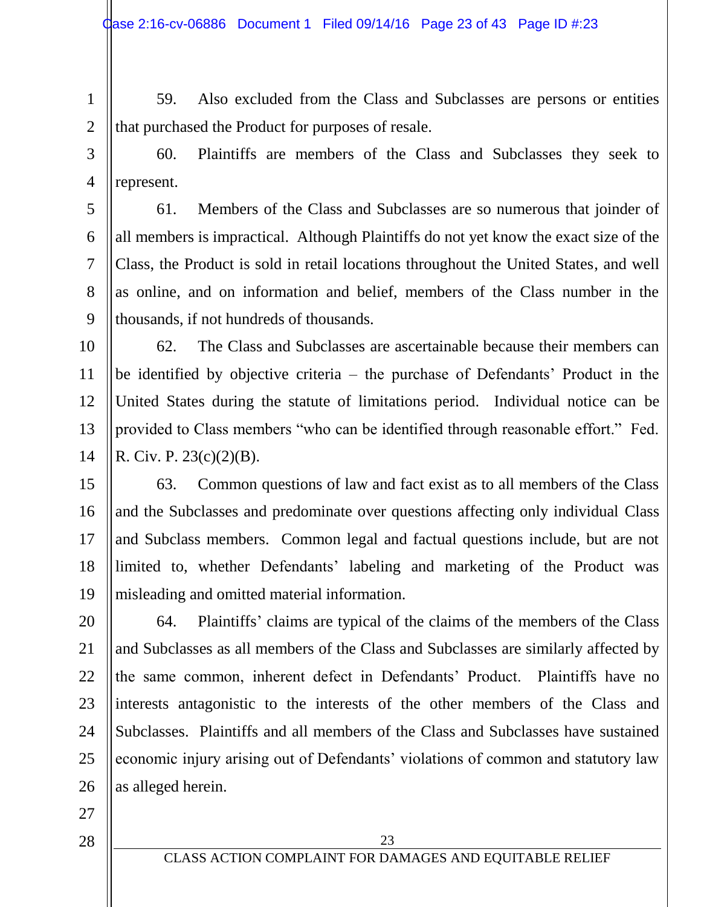59. Also excluded from the Class and Subclasses are persons or entities that purchased the Product for purposes of resale.

60. Plaintiffs are members of the Class and Subclasses they seek to represent.

61. Members of the Class and Subclasses are so numerous that joinder of all members is impractical. Although Plaintiffs do not yet know the exact size of the Class, the Product is sold in retail locations throughout the United States, and well as online, and on information and belief, members of the Class number in the thousands, if not hundreds of thousands.

62. The Class and Subclasses are ascertainable because their members can be identified by objective criteria – the purchase of Defendants' Product in the United States during the statute of limitations period. Individual notice can be provided to Class members "who can be identified through reasonable effort." Fed. R. Civ. P. 23(c)(2)(B).

63. Common questions of law and fact exist as to all members of the Class and the Subclasses and predominate over questions affecting only individual Class and Subclass members. Common legal and factual questions include, but are not limited to, whether Defendants' labeling and marketing of the Product was misleading and omitted material information.

64. Plaintiffs' claims are typical of the claims of the members of the Class and Subclasses as all members of the Class and Subclasses are similarly affected by the same common, inherent defect in Defendants' Product. Plaintiffs have no interests antagonistic to the interests of the other members of the Class and Subclasses. Plaintiffs and all members of the Class and Subclasses have sustained economic injury arising out of Defendants' violations of common and statutory law as alleged herein.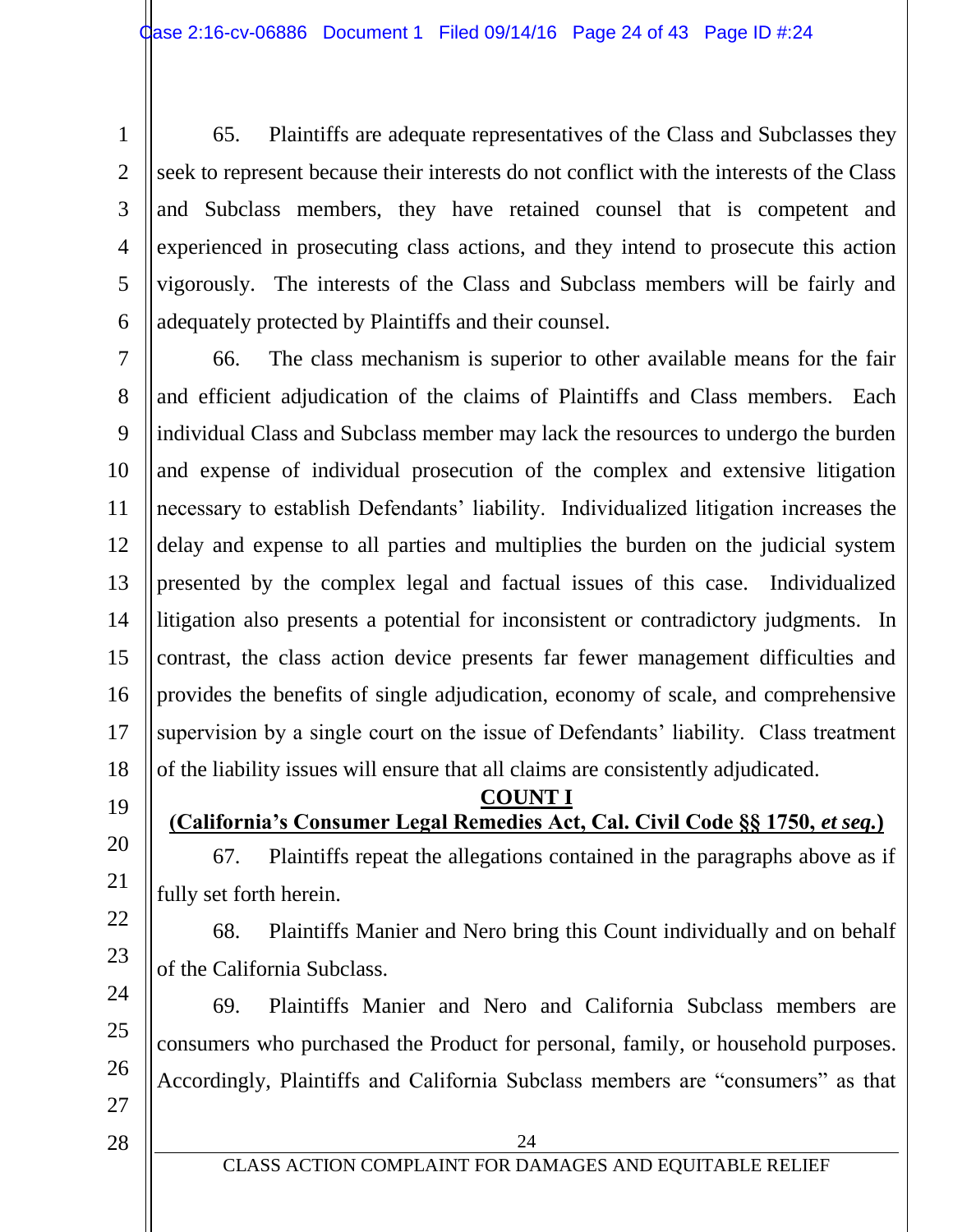65. Plaintiffs are adequate representatives of the Class and Subclasses they seek to represent because their interests do not conflict with the interests of the Class and Subclass members, they have retained counsel that is competent and experienced in prosecuting class actions, and they intend to prosecute this action vigorously. The interests of the Class and Subclass members will be fairly and adequately protected by Plaintiffs and their counsel.

66. The class mechanism is superior to other available means for the fair and efficient adjudication of the claims of Plaintiffs and Class members. Each individual Class and Subclass member may lack the resources to undergo the burden and expense of individual prosecution of the complex and extensive litigation necessary to establish Defendants' liability. Individualized litigation increases the delay and expense to all parties and multiplies the burden on the judicial system presented by the complex legal and factual issues of this case. Individualized litigation also presents a potential for inconsistent or contradictory judgments. In contrast, the class action device presents far fewer management difficulties and provides the benefits of single adjudication, economy of scale, and comprehensive supervision by a single court on the issue of Defendants' liability. Class treatment of the liability issues will ensure that all claims are consistently adjudicated.

## COUNT I

### (California's Consumer Legal Remedies Act, Cal. Civil Code §§ 1750, *et seq.*)

67. Plaintiffs repeat the allegations contained in the paragraphs above as if fully set forth herein.

68. Plaintiffs Manier and Nero bring this Count individually and on behalf of the California Subclass.

69. Plaintiffs Manier and Nero and California Subclass members are consumers who purchased the Product for personal, family, or household purposes. Accordingly, Plaintiffs and California Subclass members are "consumers" as that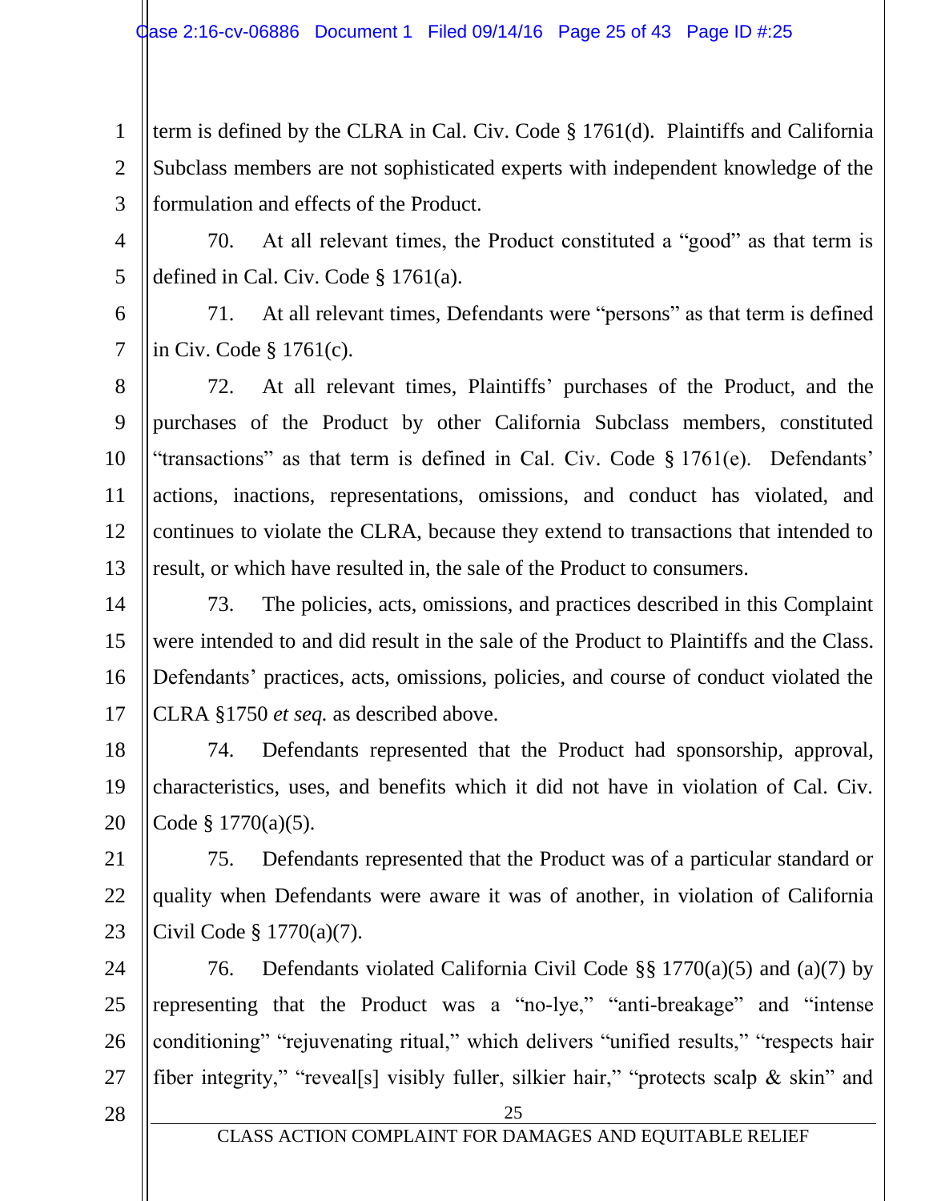term is defined by the CLRA in Cal. Civ. Code § 1761(d). Plaintiffs and California Subclass members are not sophisticated experts with independent knowledge of the formulation and effects of the Product.

70. At all relevant times, the Product constituted a "good" as that term is defined in Cal. Civ. Code § 1761(a).

71. At all relevant times, Defendants were "persons" as that term is defined in Civ. Code § 1761(c).

72. At all relevant times, Plaintiffs' purchases of the Product, and the purchases of the Product by other California Subclass members, constituted "transactions" as that term is defined in Cal. Civ. Code § 1761(e). Defendants' actions, inactions, representations, omissions, and conduct has violated, and continues to violate the CLRA, because they extend to transactions that intended to result, or which have resulted in, the sale of the Product to consumers.

73. The policies, acts, omissions, and practices described in this Complaint were intended to and did result in the sale of the Product to Plaintiffs and the Class. Defendants' practices, acts, omissions, policies, and course of conduct violated the CLRA §1750 *et seq.* as described above.

74. Defendants represented that the Product had sponsorship, approval, characteristics, uses, and benefits which it did not have in violation of Cal. Civ. Code § 1770(a)(5).

75. Defendants represented that the Product was of a particular standard or quality when Defendants were aware it was of another, in violation of California Civil Code § 1770(a)(7).

76. Defendants violated California Civil Code §§ 1770(a)(5) and (a)(7) by representing that the Product was a "no-lye," "anti-breakage" and "intense conditioning" "rejuvenating ritual," which delivers "unified results," "respects hair fiber integrity," "reveal[s] visibly fuller, silkier hair," "protects scalp & skin" and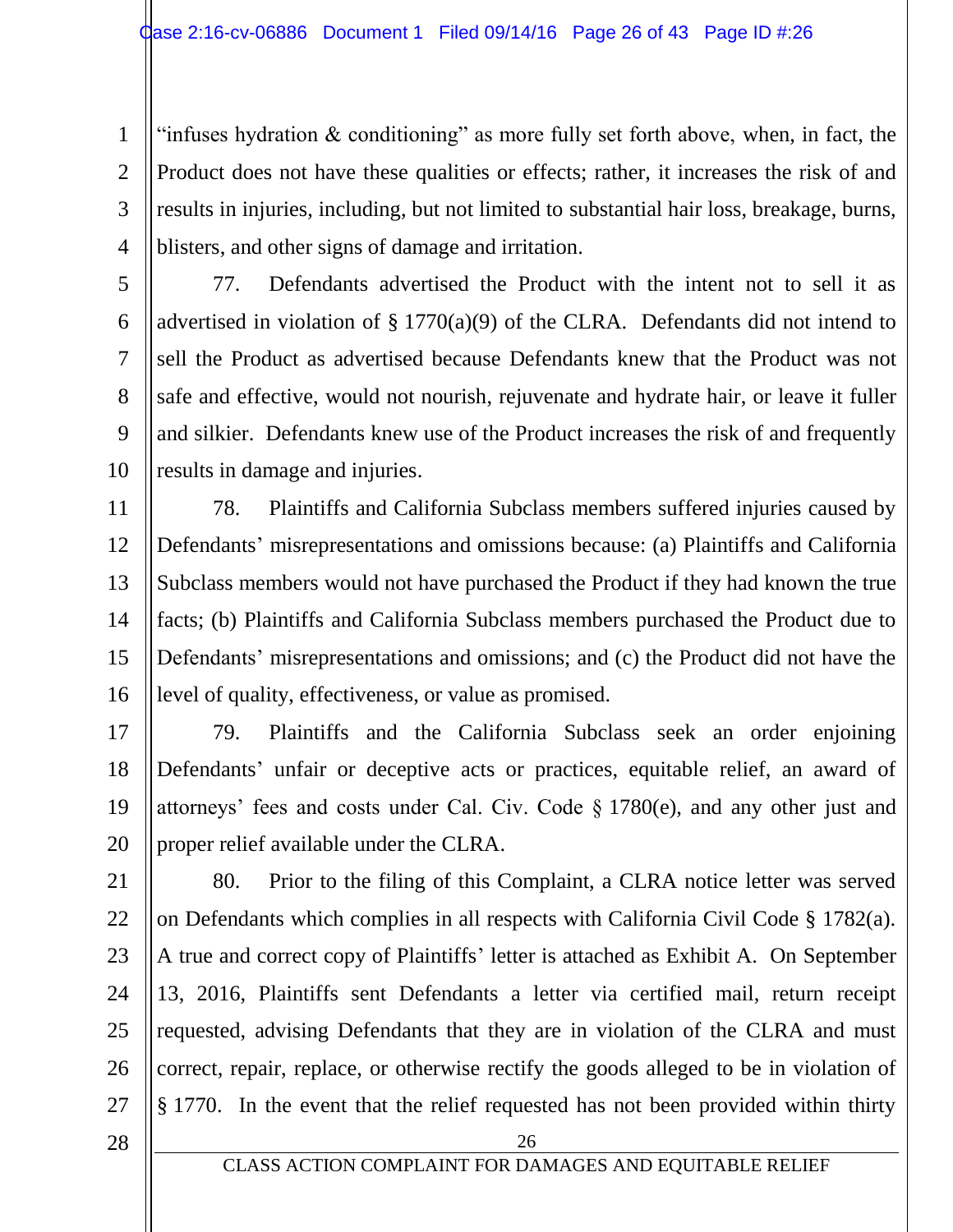"infuses hydration & conditioning" as more fully set forth above, when, in fact, the Product does not have these qualities or effects; rather, it increases the risk of and results in injuries, including, but not limited to substantial hair loss, breakage, burns, blisters, and other signs of damage and irritation.

77. Defendants advertised the Product with the intent not to sell it as advertised in violation of § 1770(a)(9) of the CLRA. Defendants did not intend to sell the Product as advertised because Defendants knew that the Product was not safe and effective, would not nourish, rejuvenate and hydrate hair, or leave it fuller and silkier. Defendants knew use of the Product increases the risk of and frequently results in damage and injuries.

78. Plaintiffs and California Subclass members suffered injuries caused by Defendants' misrepresentations and omissions because: (a) Plaintiffs and California Subclass members would not have purchased the Product if they had known the true facts; (b) Plaintiffs and California Subclass members purchased the Product due to Defendants' misrepresentations and omissions; and (c) the Product did not have the level of quality, effectiveness, or value as promised.

79. Plaintiffs and the California Subclass seek an order enjoining Defendants' unfair or deceptive acts or practices, equitable relief, an award of attorneys' fees and costs under Cal. Civ. Code § 1780(e), and any other just and proper relief available under the CLRA.

80. Prior to the filing of this Complaint, a CLRA notice letter was served on Defendants which complies in all respects with California Civil Code § 1782(a). A true and correct copy of Plaintiffs' letter is attached as Exhibit A. On September 13, 2016, Plaintiffs sent Defendants a letter via certified mail, return receipt requested, advising Defendants that they are in violation of the CLRA and must correct, repair, replace, or otherwise rectify the goods alleged to be in violation of § 1770. In the event that the relief requested has not been provided within thirty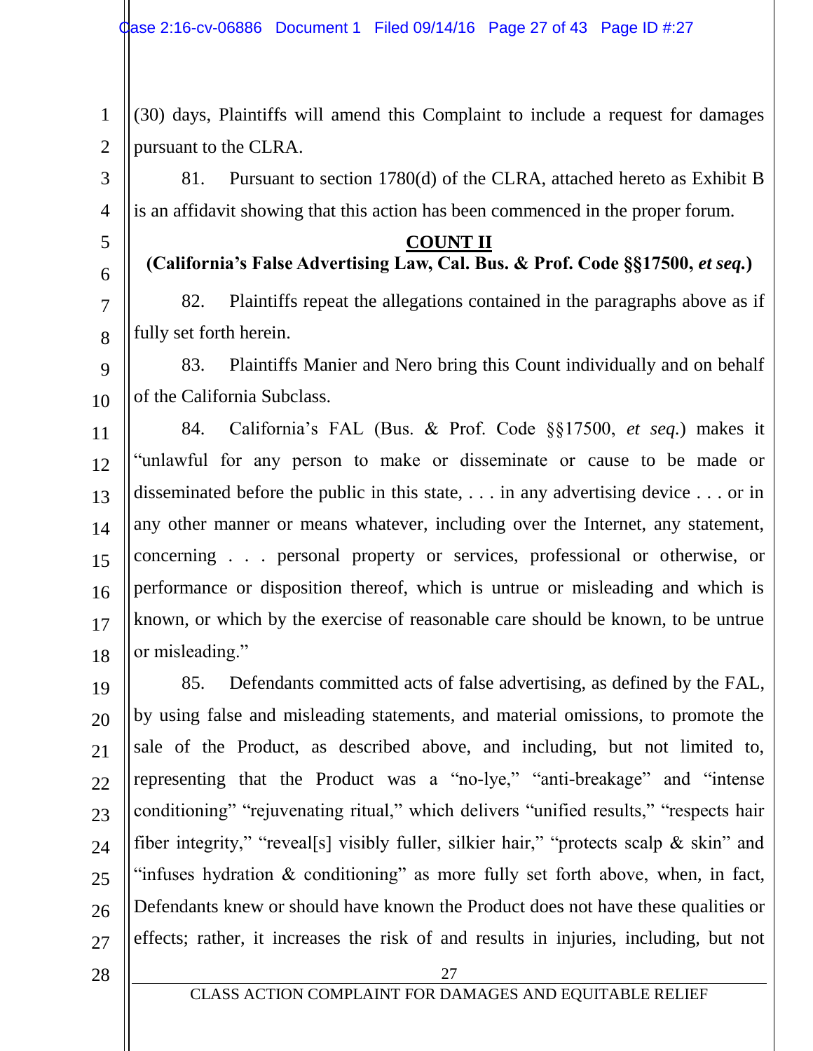(30) days, Plaintiffs will amend this Complaint to include a request for damages pursuant to the CLRA.

81. Pursuant to section 1780(d) of the CLRA, attached hereto as Exhibit B is an affidavit showing that this action has been commenced in the proper forum.

**COUNT II**

**(California's False Advertising Law, Cal. Bus. & Prof. Code §§17500, *et seq.*)**

82. Plaintiffs repeat the allegations contained in the paragraphs above as if fully set forth herein.

83. Plaintiffs Manier and Nero bring this Count individually and on behalf of the California Subclass.

84. California's FAL (Bus. & Prof. Code §§17500, *et seq.*) makes it "unlawful for any person to make or disseminate or cause to be made or disseminated before the public in this state, . . . in any advertising device . . . or in any other manner or means whatever, including over the Internet, any statement, concerning . . . personal property or services, professional or otherwise, or performance or disposition thereof, which is untrue or misleading and which is known, or which by the exercise of reasonable care should be known, to be untrue or misleading."

85. Defendants committed acts of false advertising, as defined by the FAL, by using false and misleading statements, and material omissions, to promote the sale of the Product, as described above, and including, but not limited to, representing that the Product was a "no-lye," "anti-breakage" and "intense conditioning" "rejuvenating ritual," which delivers "unified results," "respects hair fiber integrity," "reveal[s] visibly fuller, silkier hair," "protects scalp & skin" and "infuses hydration & conditioning" as more fully set forth above, when, in fact, Defendants knew or should have known the Product does not have these qualities or effects; rather, it increases the risk of and results in injuries, including, but not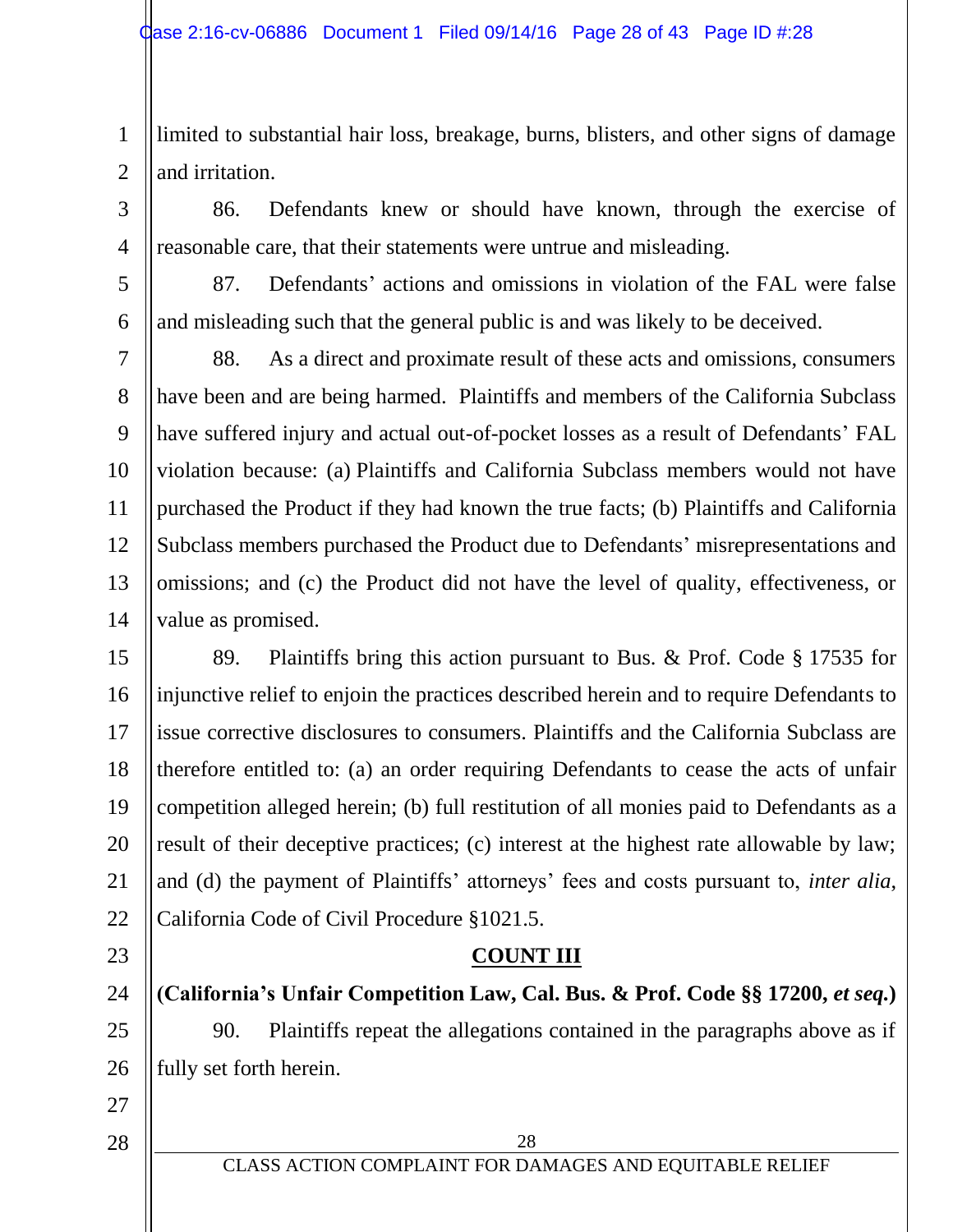limited to substantial hair loss, breakage, burns, blisters, and other signs of damage and irritation.

86. Defendants knew or should have known, through the exercise of reasonable care, that their statements were untrue and misleading.

87. Defendants' actions and omissions in violation of the FAL were false and misleading such that the general public is and was likely to be deceived.

88. As a direct and proximate result of these acts and omissions, consumers have been and are being harmed. Plaintiffs and members of the California Subclass have suffered injury and actual out-of-pocket losses as a result of Defendants' FAL violation because: (a) Plaintiffs and California Subclass members would not have purchased the Product if they had known the true facts; (b) Plaintiffs and California Subclass members purchased the Product due to Defendants' misrepresentations and omissions; and (c) the Product did not have the level of quality, effectiveness, or value as promised.

89. Plaintiffs bring this action pursuant to Bus. & Prof. Code § 17535 for injunctive relief to enjoin the practices described herein and to require Defendants to issue corrective disclosures to consumers. Plaintiffs and the California Subclass are therefore entitled to: (a) an order requiring Defendants to cease the acts of unfair competition alleged herein; (b) full restitution of all monies paid to Defendants as a result of their deceptive practices; (c) interest at the highest rate allowable by law; and (d) the payment of Plaintiffs' attorneys' fees and costs pursuant to, *inter alia*, California Code of Civil Procedure §1021.5.

## COUNT III

**(California's Unfair Competition Law, Cal. Bus. & Prof. Code §§ 17200, *et seq.*)**

90. Plaintiffs repeat the allegations contained in the paragraphs above as if fully set forth herein.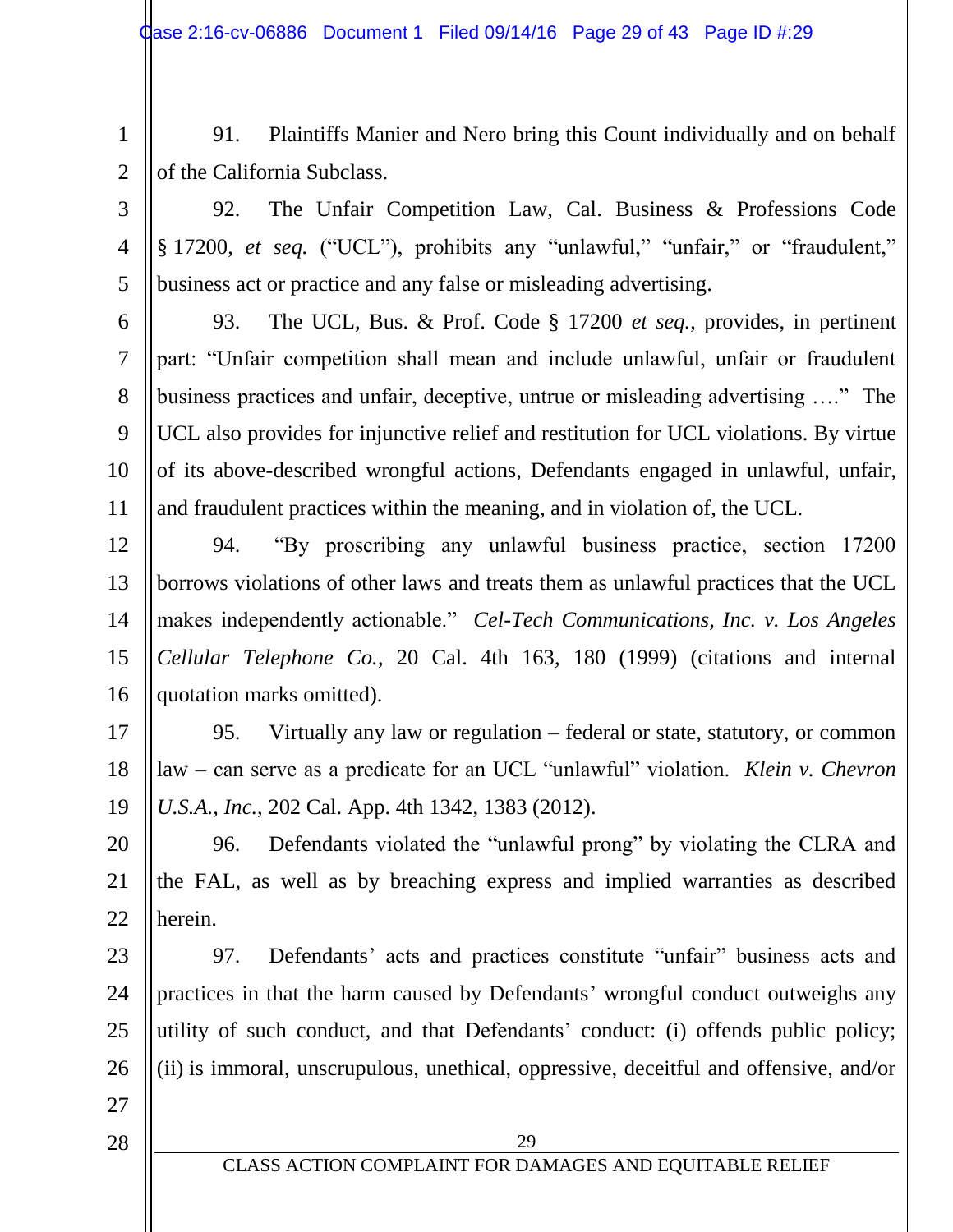91. Plaintiffs Manier and Nero bring this Count individually and on behalf of the California Subclass.

92. The Unfair Competition Law, Cal. Business & Professions Code § 17200, *et seq.* ("UCL"), prohibits any "unlawful," "unfair," or "fraudulent," business act or practice and any false or misleading advertising.

93. The UCL, Bus. & Prof. Code § 17200 *et seq.*, provides, in pertinent part: "Unfair competition shall mean and include unlawful, unfair or fraudulent business practices and unfair, deceptive, untrue or misleading advertising …." The UCL also provides for injunctive relief and restitution for UCL violations. By virtue of its above-described wrongful actions, Defendants engaged in unlawful, unfair, and fraudulent practices within the meaning, and in violation of, the UCL.

94. "By proscribing any unlawful business practice, section 17200 borrows violations of other laws and treats them as unlawful practices that the UCL makes independently actionable." *Cel-Tech Communications, Inc. v. Los Angeles Cellular Telephone Co.*, 20 Cal. 4th 163, 180 (1999) (citations and internal quotation marks omitted).

95. Virtually any law or regulation – federal or state, statutory, or common law – can serve as a predicate for an UCL "unlawful" violation. *Klein v. Chevron U.S.A., Inc.*, 202 Cal. App. 4th 1342, 1383 (2012).

96. Defendants violated the "unlawful prong" by violating the CLRA and the FAL, as well as by breaching express and implied warranties as described herein.

97. Defendants' acts and practices constitute "unfair" business acts and practices in that the harm caused by Defendants' wrongful conduct outweighs any utility of such conduct, and that Defendants' conduct: (i) offends public policy; (ii) is immoral, unscrupulous, unethical, oppressive, deceitful and offensive, and/or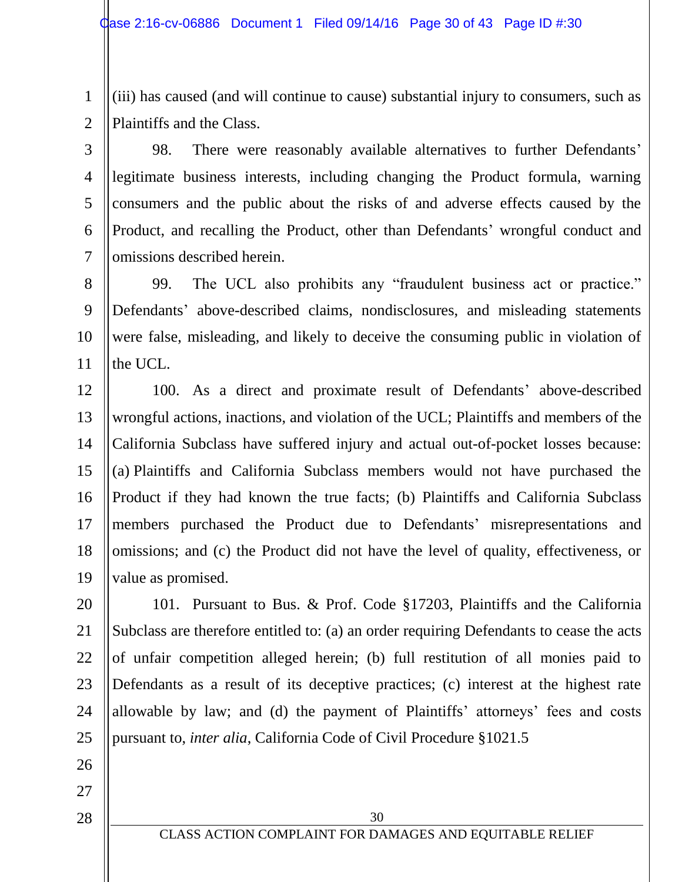(iii) has caused (and will continue to cause) substantial injury to consumers, such as Plaintiffs and the Class.

98. There were reasonably available alternatives to further Defendants' legitimate business interests, including changing the Product formula, warning consumers and the public about the risks of and adverse effects caused by the Product, and recalling the Product, other than Defendants' wrongful conduct and omissions described herein.

99. The UCL also prohibits any "fraudulent business act or practice." Defendants' above-described claims, nondisclosures, and misleading statements were false, misleading, and likely to deceive the consuming public in violation of the UCL.

100. As a direct and proximate result of Defendants' above-described wrongful actions, inactions, and violation of the UCL; Plaintiffs and members of the California Subclass have suffered injury and actual out-of-pocket losses because: (a) Plaintiffs and California Subclass members would not have purchased the Product if they had known the true facts; (b) Plaintiffs and California Subclass members purchased the Product due to Defendants' misrepresentations and omissions; and (c) the Product did not have the level of quality, effectiveness, or value as promised.

101. Pursuant to Bus. & Prof. Code §17203, Plaintiffs and the California Subclass are therefore entitled to: (a) an order requiring Defendants to cease the acts of unfair competition alleged herein; (b) full restitution of all monies paid to Defendants as a result of its deceptive practices; (c) interest at the highest rate allowable by law; and (d) the payment of Plaintiffs' attorneys' fees and costs pursuant to, *inter alia*, California Code of Civil Procedure §1021.5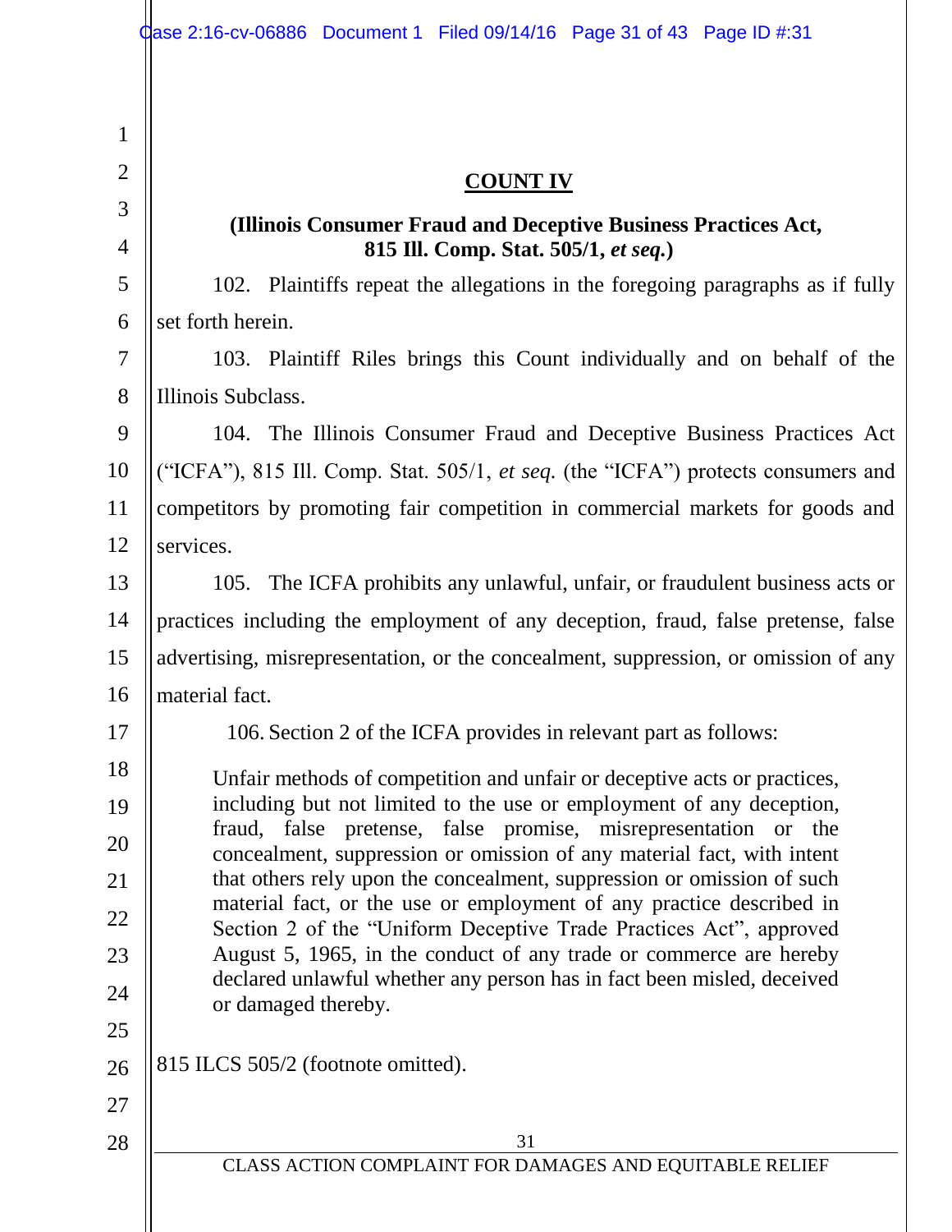## COUNT IV

### (Illinois Consumer Fraud and Deceptive Business Practices Act, 815 Ill. Comp. Stat. 505/1, *et seq.*)

102. Plaintiffs repeat the allegations in the foregoing paragraphs as if fully set forth herein.

103. Plaintiff Riles brings this Count individually and on behalf of the Illinois Subclass.

104. The Illinois Consumer Fraud and Deceptive Business Practices Act ("ICFA"), 815 Ill. Comp. Stat. 505/1, *et seq.* (the "ICFA") protects consumers and competitors by promoting fair competition in commercial markets for goods and services.

105. The ICFA prohibits any unlawful, unfair, or fraudulent business acts or practices including the employment of any deception, fraud, false pretense, false advertising, misrepresentation, or the concealment, suppression, or omission of any material fact.

106. Section 2 of the ICFA provides in relevant part as follows:

> Unfair methods of competition and unfair or deceptive acts or practices, including but not limited to the use or employment of any deception, fraud, false pretense, false promise, misrepresentation or the concealment, suppression or omission of any material fact, with intent that others rely upon the concealment, suppression or omission of such material fact, or the use or employment of any practice described in Section 2 of the "Uniform Deceptive Trade Practices Act", approved August 5, 1965, in the conduct of any trade or commerce are hereby declared unlawful whether any person has in fact been misled, deceived or damaged thereby.

815 ILCS 505/2 (footnote omitted).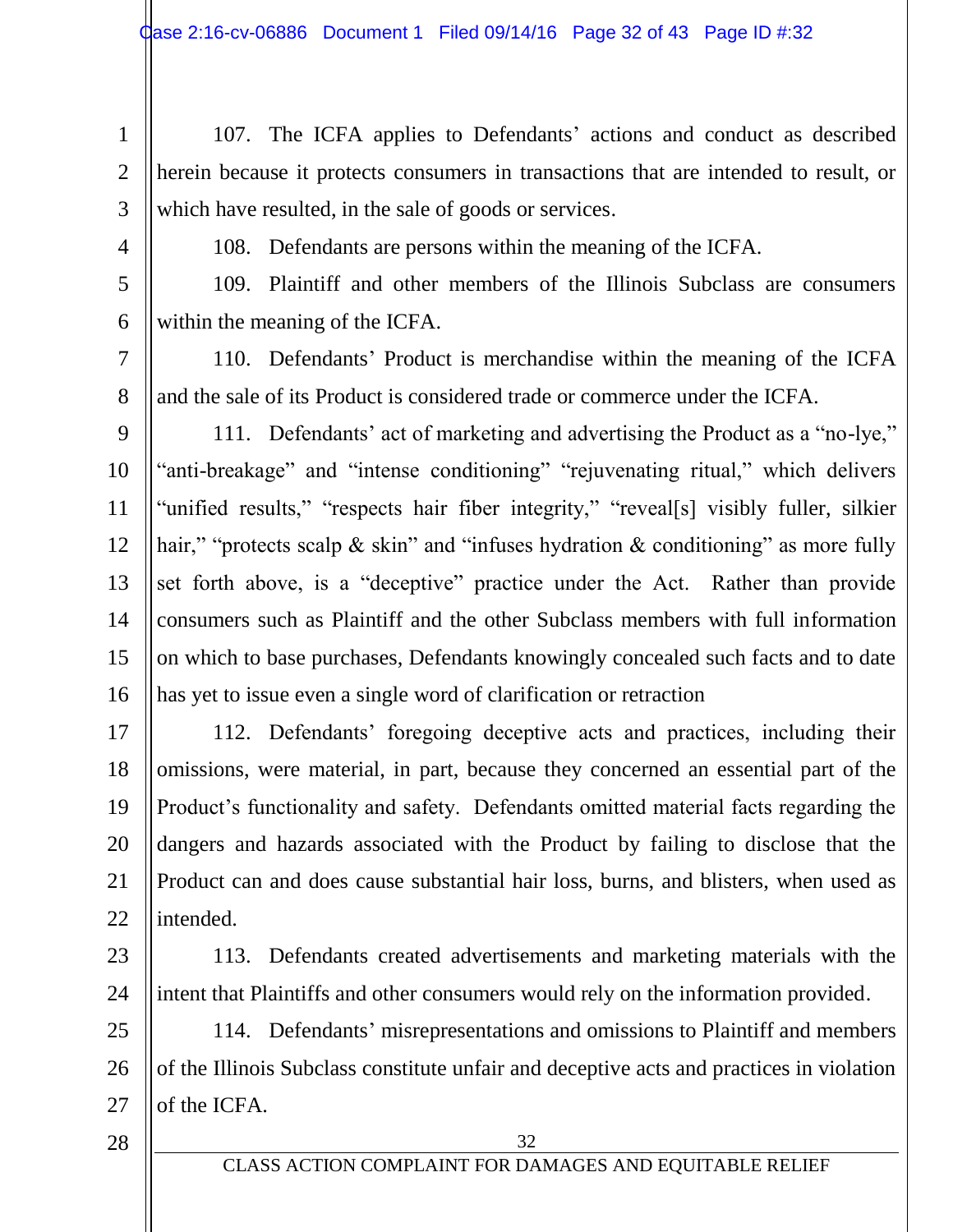107. The ICFA applies to Defendants' actions and conduct as described herein because it protects consumers in transactions that are intended to result, or which have resulted, in the sale of goods or services.

108. Defendants are persons within the meaning of the ICFA.

109. Plaintiff and other members of the Illinois Subclass are consumers within the meaning of the ICFA.

110. Defendants' Product is merchandise within the meaning of the ICFA and the sale of its Product is considered trade or commerce under the ICFA.

111. Defendants' act of marketing and advertising the Product as a "no-lye," "anti-breakage" and "intense conditioning" "rejuvenating ritual," which delivers "unified results," "respects hair fiber integrity," "reveal[s] visibly fuller, silkier hair," "protects scalp & skin" and "infuses hydration & conditioning" as more fully set forth above, is a "deceptive" practice under the Act. Rather than provide consumers such as Plaintiff and the other Subclass members with full information on which to base purchases, Defendants knowingly concealed such facts and to date has yet to issue even a single word of clarification or retraction

112. Defendants' foregoing deceptive acts and practices, including their omissions, were material, in part, because they concerned an essential part of the Product's functionality and safety. Defendants omitted material facts regarding the dangers and hazards associated with the Product by failing to disclose that the Product can and does cause substantial hair loss, burns, and blisters, when used as intended.

113. Defendants created advertisements and marketing materials with the intent that Plaintiffs and other consumers would rely on the information provided.

114. Defendants' misrepresentations and omissions to Plaintiff and members of the Illinois Subclass constitute unfair and deceptive acts and practices in violation of the ICFA.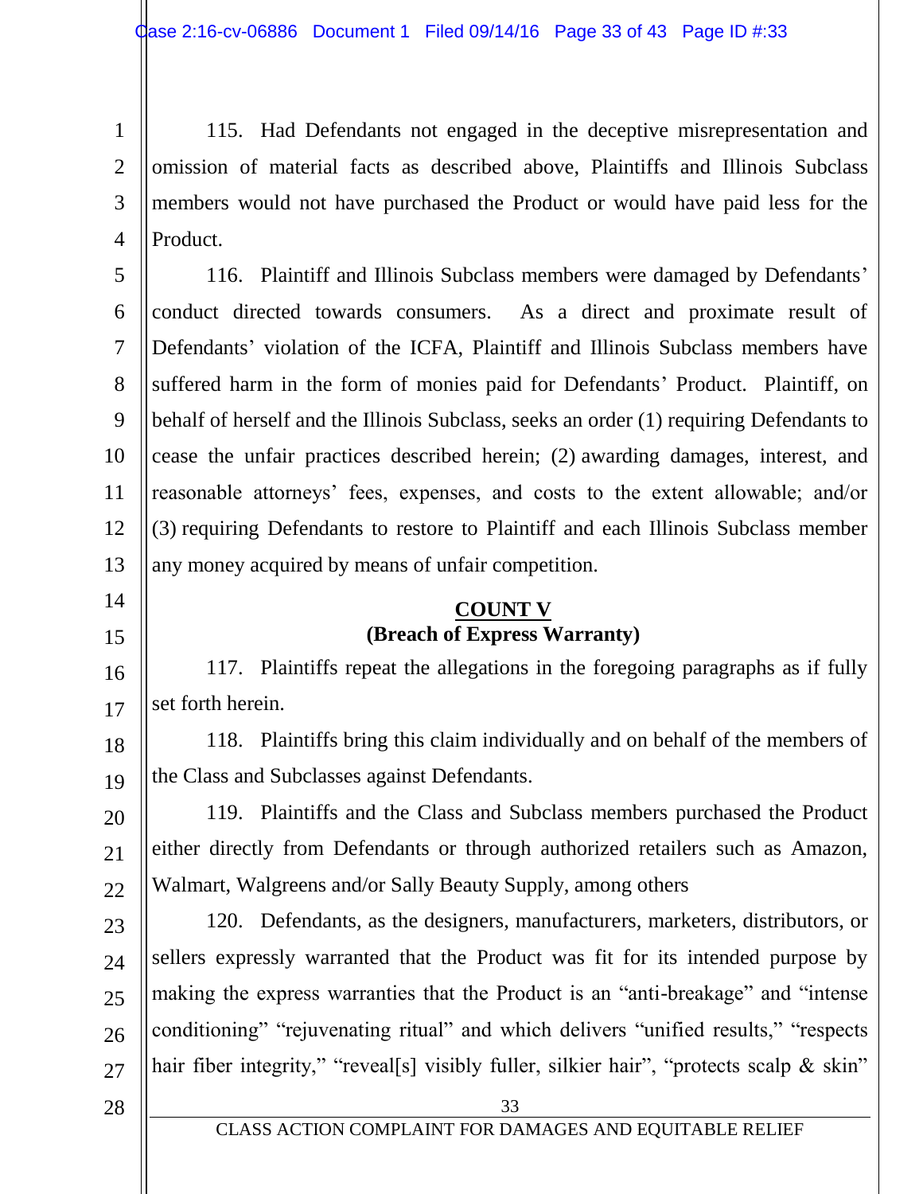115. Had Defendants not engaged in the deceptive misrepresentation and omission of material facts as described above, Plaintiffs and Illinois Subclass members would not have purchased the Product or would have paid less for the Product.

116. Plaintiff and Illinois Subclass members were damaged by Defendants' conduct directed towards consumers. As a direct and proximate result of Defendants' violation of the ICFA, Plaintiff and Illinois Subclass members have suffered harm in the form of monies paid for Defendants' Product. Plaintiff, on behalf of herself and the Illinois Subclass, seeks an order (1) requiring Defendants to cease the unfair practices described herein; (2) awarding damages, interest, and reasonable attorneys' fees, expenses, and costs to the extent allowable; and/or (3) requiring Defendants to restore to Plaintiff and each Illinois Subclass member any money acquired by means of unfair competition.

## COUNT V
**(Breach of Express Warranty)**

117. Plaintiffs repeat the allegations in the foregoing paragraphs as if fully set forth herein.

118. Plaintiffs bring this claim individually and on behalf of the members of the Class and Subclasses against Defendants.

119. Plaintiffs and the Class and Subclass members purchased the Product either directly from Defendants or through authorized retailers such as Amazon, Walmart, Walgreens and/or Sally Beauty Supply, among others

120. Defendants, as the designers, manufacturers, marketers, distributors, or sellers expressly warranted that the Product was fit for its intended purpose by making the express warranties that the Product is an "anti-breakage" and "intense conditioning" "rejuvenating ritual" and which delivers "unified results," "respects hair fiber integrity," "reveal[s] visibly fuller, silkier hair", "protects scalp & skin"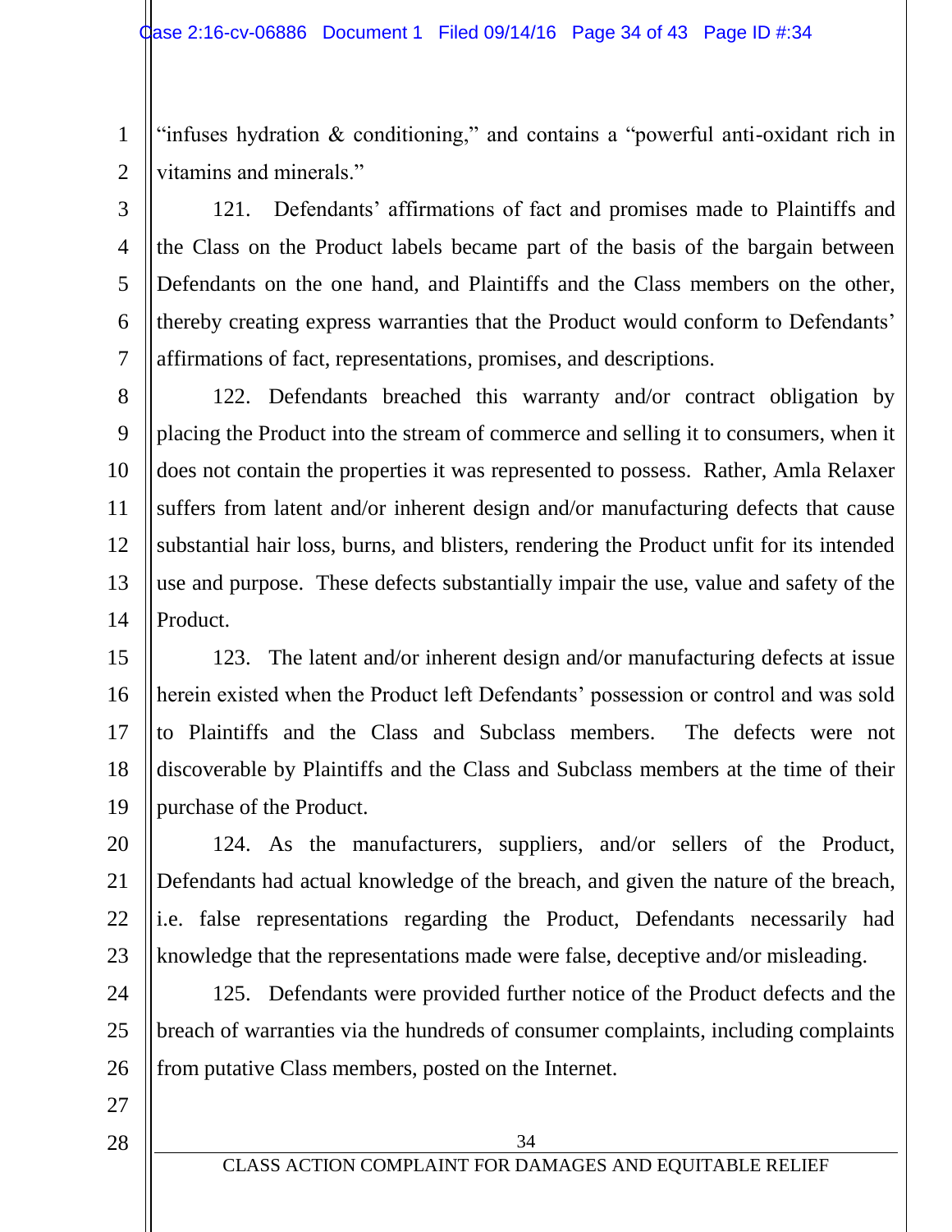"infuses hydration & conditioning," and contains a "powerful anti-oxidant rich in vitamins and minerals."

121. Defendants' affirmations of fact and promises made to Plaintiffs and the Class on the Product labels became part of the basis of the bargain between Defendants on the one hand, and Plaintiffs and the Class members on the other, thereby creating express warranties that the Product would conform to Defendants' affirmations of fact, representations, promises, and descriptions.

122. Defendants breached this warranty and/or contract obligation by placing the Product into the stream of commerce and selling it to consumers, when it does not contain the properties it was represented to possess. Rather, Amla Relaxer suffers from latent and/or inherent design and/or manufacturing defects that cause substantial hair loss, burns, and blisters, rendering the Product unfit for its intended use and purpose. These defects substantially impair the use, value and safety of the Product.

123. The latent and/or inherent design and/or manufacturing defects at issue herein existed when the Product left Defendants' possession or control and was sold to Plaintiffs and the Class and Subclass members. The defects were not discoverable by Plaintiffs and the Class and Subclass members at the time of their purchase of the Product.

124. As the manufacturers, suppliers, and/or sellers of the Product, Defendants had actual knowledge of the breach, and given the nature of the breach, i.e. false representations regarding the Product, Defendants necessarily had knowledge that the representations made were false, deceptive and/or misleading.

125. Defendants were provided further notice of the Product defects and the breach of warranties via the hundreds of consumer complaints, including complaints from putative Class members, posted on the Internet.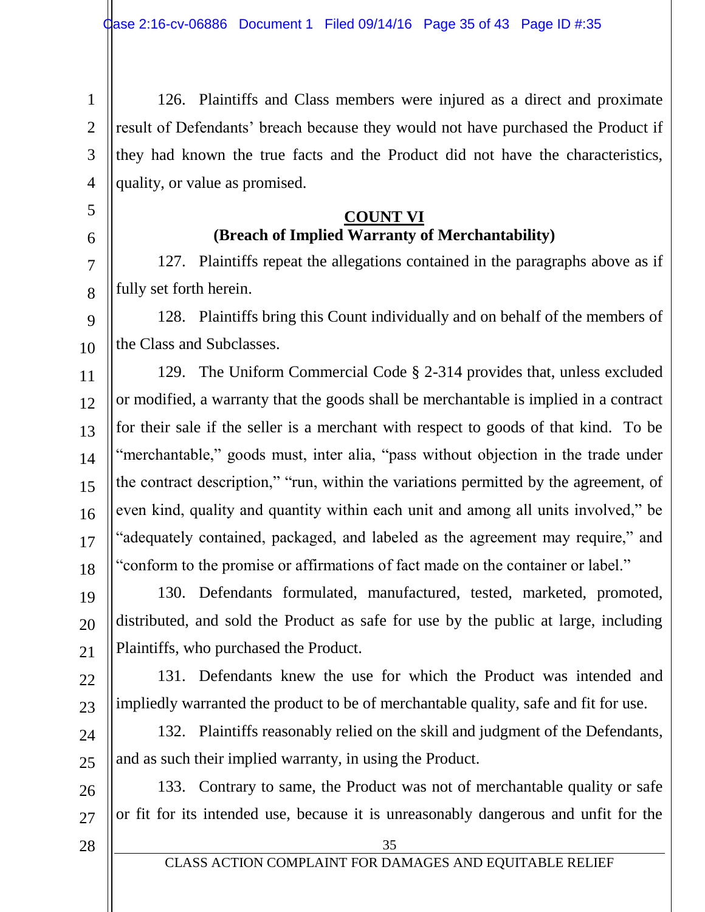126. Plaintiffs and Class members were injured as a direct and proximate result of Defendants' breach because they would not have purchased the Product if they had known the true facts and the Product did not have the characteristics, quality, or value as promised.

## COUNT VI
### (Breach of Implied Warranty of Merchantability)

127. Plaintiffs repeat the allegations contained in the paragraphs above as if fully set forth herein.

128. Plaintiffs bring this Count individually and on behalf of the members of the Class and Subclasses.

129. The Uniform Commercial Code § 2-314 provides that, unless excluded or modified, a warranty that the goods shall be merchantable is implied in a contract for their sale if the seller is a merchant with respect to goods of that kind. To be "merchantable," goods must, inter alia, "pass without objection in the trade under the contract description," "run, within the variations permitted by the agreement, of even kind, quality and quantity within each unit and among all units involved," be "adequately contained, packaged, and labeled as the agreement may require," and "conform to the promise or affirmations of fact made on the container or label."

130. Defendants formulated, manufactured, tested, marketed, promoted, distributed, and sold the Product as safe for use by the public at large, including Plaintiffs, who purchased the Product.

131. Defendants knew the use for which the Product was intended and impliedly warranted the product to be of merchantable quality, safe and fit for use.

132. Plaintiffs reasonably relied on the skill and judgment of the Defendants, and as such their implied warranty, in using the Product.

133. Contrary to same, the Product was not of merchantable quality or safe or fit for its intended use, because it is unreasonably dangerous and unfit for the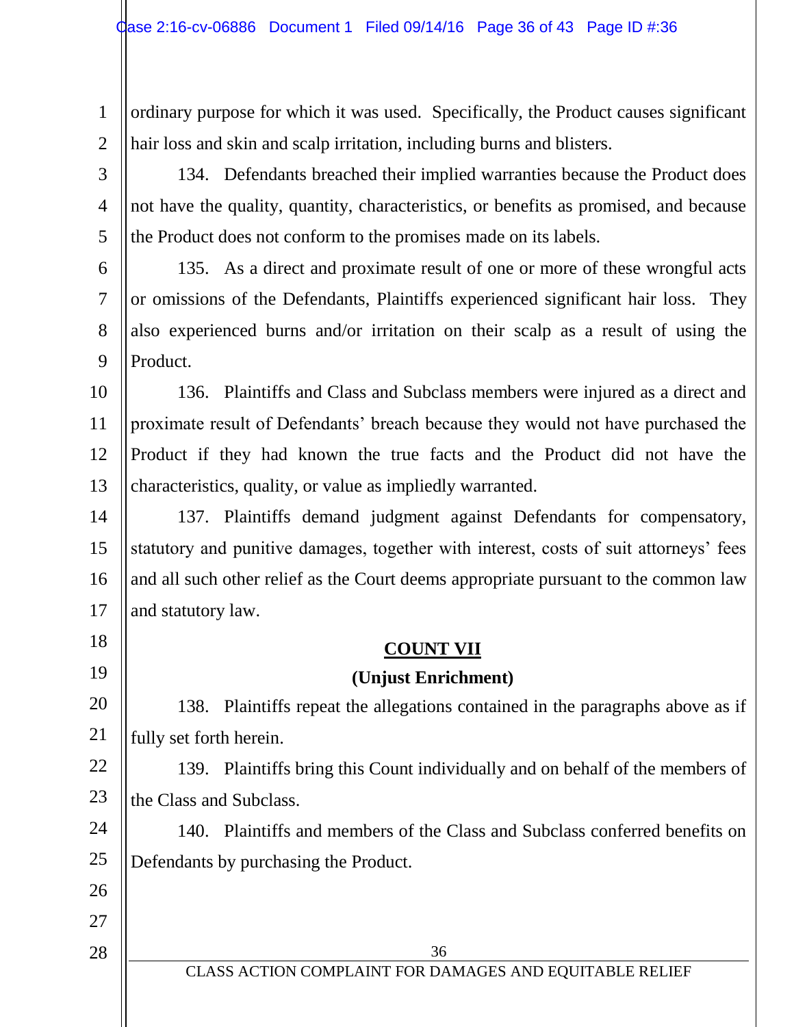ordinary purpose for which it was used. Specifically, the Product causes significant hair loss and skin and scalp irritation, including burns and blisters.

134. Defendants breached their implied warranties because the Product does not have the quality, quantity, characteristics, or benefits as promised, and because the Product does not conform to the promises made on its labels.

135. As a direct and proximate result of one or more of these wrongful acts or omissions of the Defendants, Plaintiffs experienced significant hair loss. They also experienced burns and/or irritation on their scalp as a result of using the Product.

136. Plaintiffs and Class and Subclass members were injured as a direct and proximate result of Defendants' breach because they would not have purchased the Product if they had known the true facts and the Product did not have the characteristics, quality, or value as impliedly warranted.

137. Plaintiffs demand judgment against Defendants for compensatory, statutory and punitive damages, together with interest, costs of suit attorneys' fees and all such other relief as the Court deems appropriate pursuant to the common law and statutory law.

**COUNT VII**

**(Unjust Enrichment)**

138. Plaintiffs repeat the allegations contained in the paragraphs above as if fully set forth herein.

139. Plaintiffs bring this Count individually and on behalf of the members of the Class and Subclass.

140. Plaintiffs and members of the Class and Subclass conferred benefits on Defendants by purchasing the Product.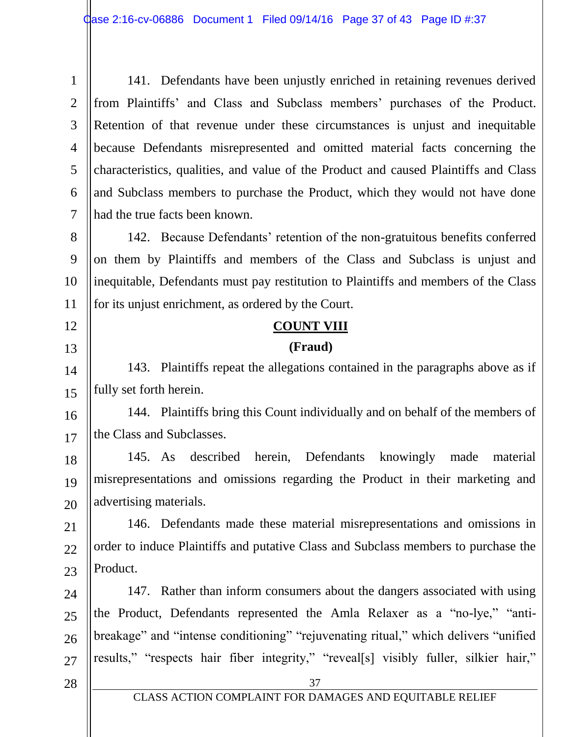141. Defendants have been unjustly enriched in retaining revenues derived from Plaintiffs' and Class and Subclass members' purchases of the Product. Retention of that revenue under these circumstances is unjust and inequitable because Defendants misrepresented and omitted material facts concerning the characteristics, qualities, and value of the Product and caused Plaintiffs and Class and Subclass members to purchase the Product, which they would not have done had the true facts been known.

142. Because Defendants' retention of the non-gratuitous benefits conferred on them by Plaintiffs and members of the Class and Subclass is unjust and inequitable, Defendants must pay restitution to Plaintiffs and members of the Class for its unjust enrichment, as ordered by the Court.

**COUNT VIII**

**(Fraud)**

143. Plaintiffs repeat the allegations contained in the paragraphs above as if fully set forth herein.

144. Plaintiffs bring this Count individually and on behalf of the members of the Class and Subclasses.

145. As described herein, Defendants knowingly made material misrepresentations and omissions regarding the Product in their marketing and advertising materials.

146. Defendants made these material misrepresentations and omissions in order to induce Plaintiffs and putative Class and Subclass members to purchase the Product.

147. Rather than inform consumers about the dangers associated with using the Product, Defendants represented the Amla Relaxer as a "no-lye," "anti-breakage" and "intense conditioning" "rejuvenating ritual," which delivers "unified results," "respects hair fiber integrity," "reveal[s] visibly fuller, silkier hair,"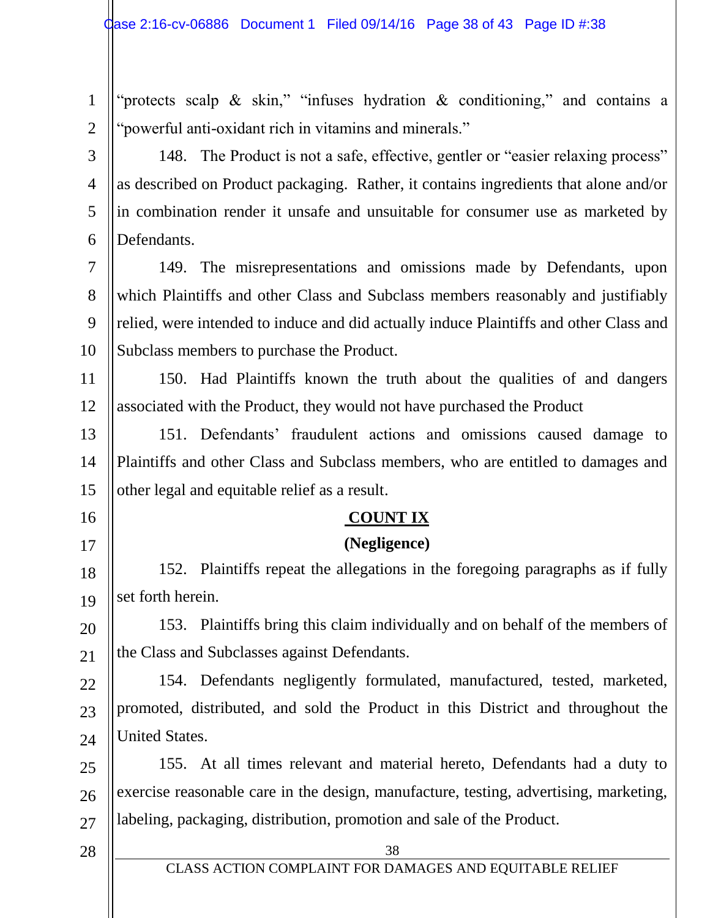"protects scalp & skin," "infuses hydration & conditioning," and contains a "powerful anti-oxidant rich in vitamins and minerals."

148. The Product is not a safe, effective, gentler or "easier relaxing process" as described on Product packaging. Rather, it contains ingredients that alone and/or in combination render it unsafe and unsuitable for consumer use as marketed by Defendants.

149. The misrepresentations and omissions made by Defendants, upon which Plaintiffs and other Class and Subclass members reasonably and justifiably relied, were intended to induce and did actually induce Plaintiffs and other Class and Subclass members to purchase the Product.

150. Had Plaintiffs known the truth about the qualities of and dangers associated with the Product, they would not have purchased the Product

151. Defendants' fraudulent actions and omissions caused damage to Plaintiffs and other Class and Subclass members, who are entitled to damages and other legal and equitable relief as a result.

**COUNT IX**

**(Negligence)**

152. Plaintiffs repeat the allegations in the foregoing paragraphs as if fully set forth herein.

153. Plaintiffs bring this claim individually and on behalf of the members of the Class and Subclasses against Defendants.

154. Defendants negligently formulated, manufactured, tested, marketed, promoted, distributed, and sold the Product in this District and throughout the United States.

155. At all times relevant and material hereto, Defendants had a duty to exercise reasonable care in the design, manufacture, testing, advertising, marketing, labeling, packaging, distribution, promotion and sale of the Product.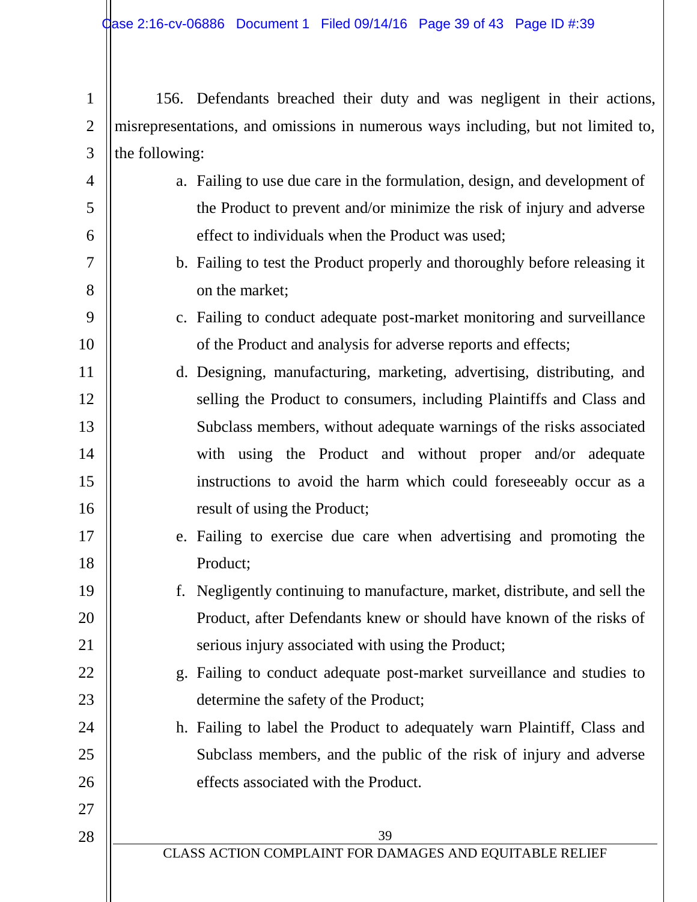156. Defendants breached their duty and was negligent in their actions, misrepresentations, and omissions in numerous ways including, but not limited to, the following:

a. Failing to use due care in the formulation, design, and development of the Product to prevent and/or minimize the risk of injury and adverse effect to individuals when the Product was used;

b. Failing to test the Product properly and thoroughly before releasing it on the market;

c. Failing to conduct adequate post-market monitoring and surveillance of the Product and analysis for adverse reports and effects;

d. Designing, manufacturing, marketing, advertising, distributing, and selling the Product to consumers, including Plaintiffs and Class and Subclass members, without adequate warnings of the risks associated with using the Product and without proper and/or adequate instructions to avoid the harm which could foreseeably occur as a result of using the Product;

e. Failing to exercise due care when advertising and promoting the Product;

f. Negligently continuing to manufacture, market, distribute, and sell the Product, after Defendants knew or should have known of the risks of serious injury associated with using the Product;

g. Failing to conduct adequate post-market surveillance and studies to determine the safety of the Product;

h. Failing to label the Product to adequately warn Plaintiff, Class and Subclass members, and the public of the risk of injury and adverse effects associated with the Product.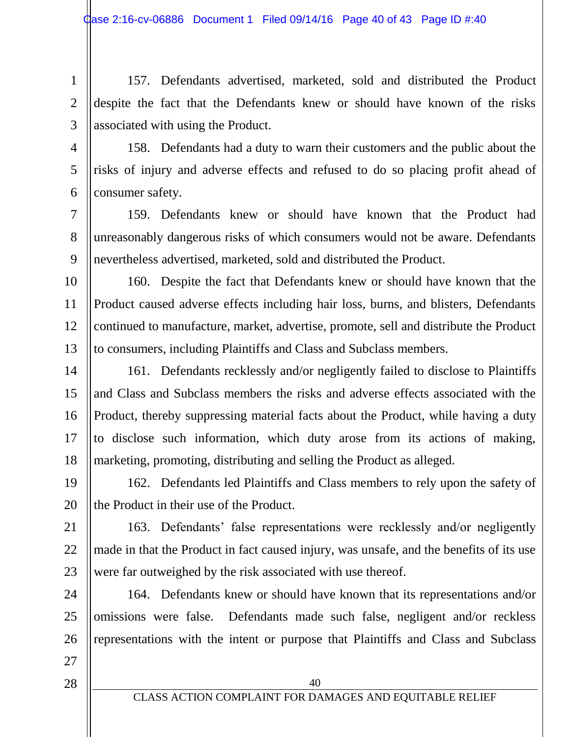157. Defendants advertised, marketed, sold and distributed the Product despite the fact that the Defendants knew or should have known of the risks associated with using the Product.

158. Defendants had a duty to warn their customers and the public about the risks of injury and adverse effects and refused to do so placing profit ahead of consumer safety.

159. Defendants knew or should have known that the Product had unreasonably dangerous risks of which consumers would not be aware. Defendants nevertheless advertised, marketed, sold and distributed the Product.

160. Despite the fact that Defendants knew or should have known that the Product caused adverse effects including hair loss, burns, and blisters, Defendants continued to manufacture, market, advertise, promote, sell and distribute the Product to consumers, including Plaintiffs and Class and Subclass members.

161. Defendants recklessly and/or negligently failed to disclose to Plaintiffs and Class and Subclass members the risks and adverse effects associated with the Product, thereby suppressing material facts about the Product, while having a duty to disclose such information, which duty arose from its actions of making, marketing, promoting, distributing and selling the Product as alleged.

162. Defendants led Plaintiffs and Class members to rely upon the safety of the Product in their use of the Product.

163. Defendants' false representations were recklessly and/or negligently made in that the Product in fact caused injury, was unsafe, and the benefits of its use were far outweighed by the risk associated with use thereof.

164. Defendants knew or should have known that its representations and/or omissions were false. Defendants made such false, negligent and/or reckless representations with the intent or purpose that Plaintiffs and Class and Subclass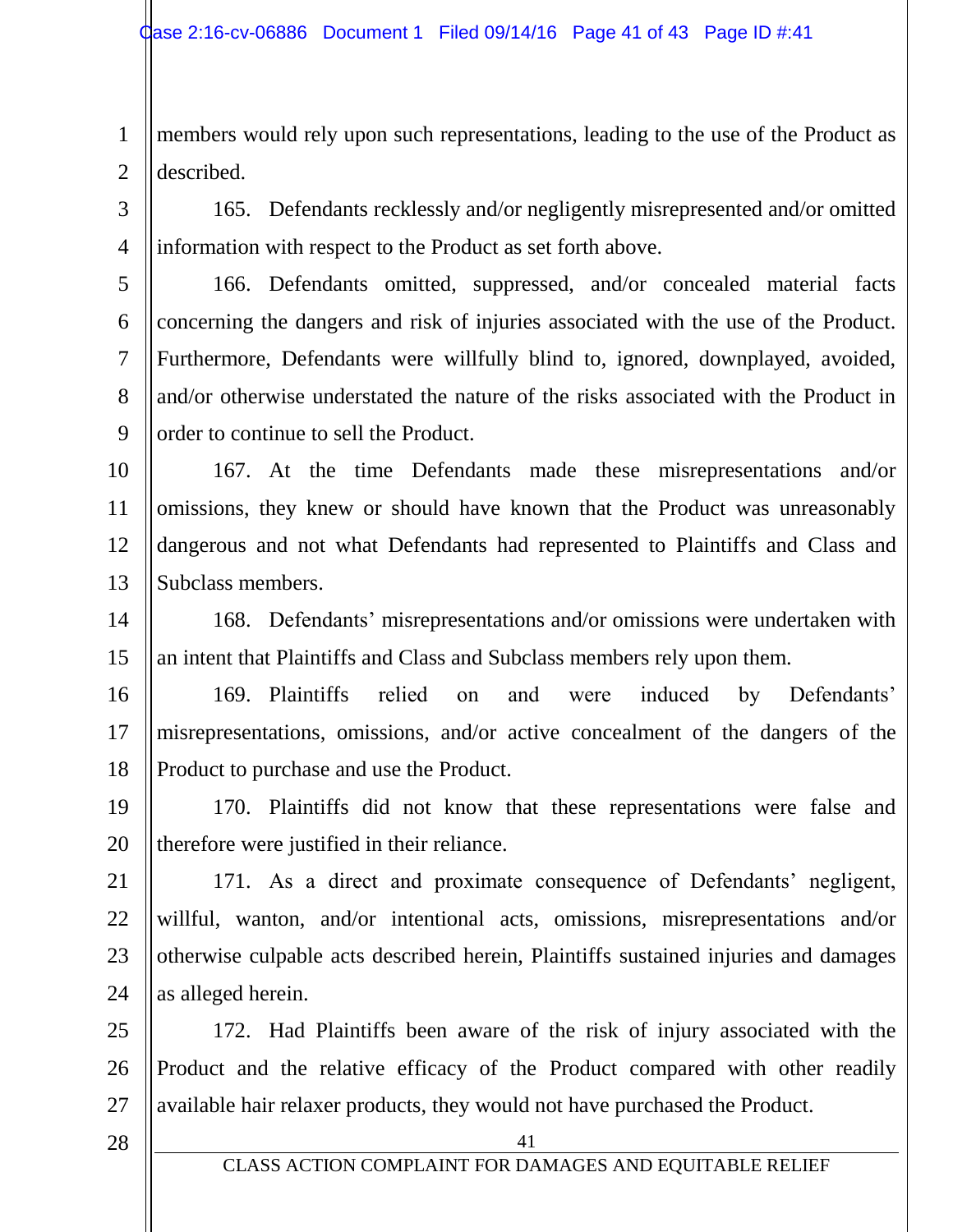members would rely upon such representations, leading to the use of the Product as described.

165. Defendants recklessly and/or negligently misrepresented and/or omitted information with respect to the Product as set forth above.

166. Defendants omitted, suppressed, and/or concealed material facts concerning the dangers and risk of injuries associated with the use of the Product. Furthermore, Defendants were willfully blind to, ignored, downplayed, avoided, and/or otherwise understated the nature of the risks associated with the Product in order to continue to sell the Product.

167. At the time Defendants made these misrepresentations and/or omissions, they knew or should have known that the Product was unreasonably dangerous and not what Defendants had represented to Plaintiffs and Class and Subclass members.

168. Defendants' misrepresentations and/or omissions were undertaken with an intent that Plaintiffs and Class and Subclass members rely upon them.

169. Plaintiffs relied on and were induced by Defendants' misrepresentations, omissions, and/or active concealment of the dangers of the Product to purchase and use the Product.

170. Plaintiffs did not know that these representations were false and therefore were justified in their reliance.

171. As a direct and proximate consequence of Defendants' negligent, willful, wanton, and/or intentional acts, omissions, misrepresentations and/or otherwise culpable acts described herein, Plaintiffs sustained injuries and damages as alleged herein.

172. Had Plaintiffs been aware of the risk of injury associated with the Product and the relative efficacy of the Product compared with other readily available hair relaxer products, they would not have purchased the Product.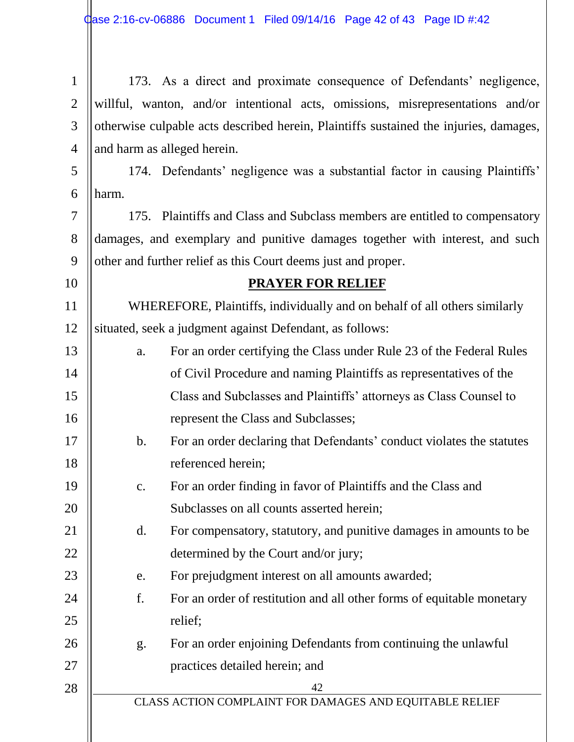173. As a direct and proximate consequence of Defendants' negligence, willful, wanton, and/or intentional acts, omissions, misrepresentations and/or otherwise culpable acts described herein, Plaintiffs sustained the injuries, damages, and harm as alleged herein.

174. Defendants' negligence was a substantial factor in causing Plaintiffs' harm.

175. Plaintiffs and Class and Subclass members are entitled to compensatory damages, and exemplary and punitive damages together with interest, and such other and further relief as this Court deems just and proper.

## **PRAYER FOR RELIEF**

WHEREFORE, Plaintiffs, individually and on behalf of all others similarly situated, seek a judgment against Defendant, as follows:

a. For an order certifying the Class under Rule 23 of the Federal Rules of Civil Procedure and naming Plaintiffs as representatives of the Class and Subclasses and Plaintiffs' attorneys as Class Counsel to represent the Class and Subclasses;

b. For an order declaring that Defendants' conduct violates the statutes referenced herein;

c. For an order finding in favor of Plaintiffs and the Class and Subclasses on all counts asserted herein;

d. For compensatory, statutory, and punitive damages in amounts to be determined by the Court and/or jury;

e. For prejudgment interest on all amounts awarded;

f. For an order of restitution and all other forms of equitable monetary relief;

g. For an order enjoining Defendants from continuing the unlawful practices detailed herein; and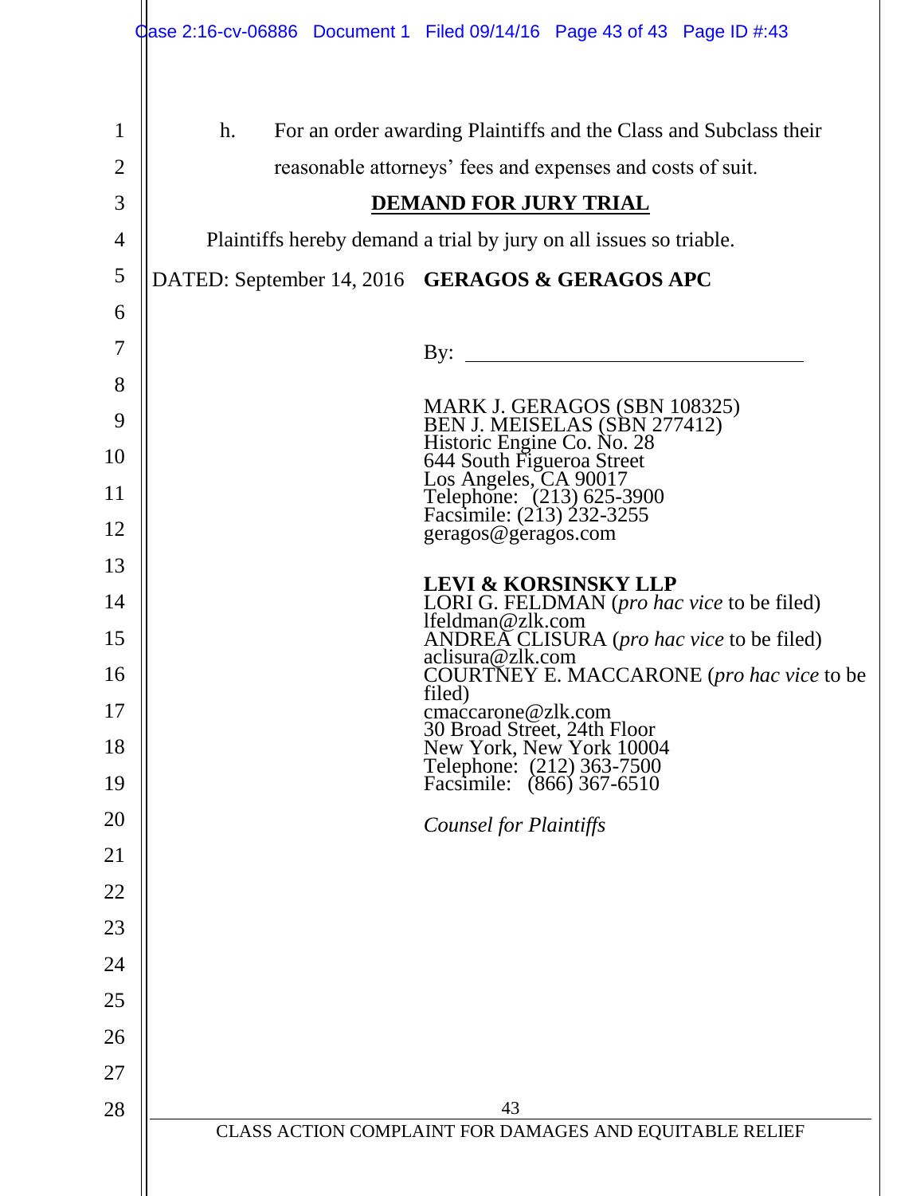h. For an order awarding Plaintiffs and the Class and Subclass their reasonable attorneys' fees and expenses and costs of suit.

**DEMAND FOR JURY TRIAL**

Plaintiffs hereby demand a trial by jury on all issues so triable.

DATED: September 14, 2016 **GERAGOS & GERAGOS APC**

By: ______________________________

MARK J. GERAGOS (SBN 108325)
BEN J. MEISELAS (SBN 277412)
Historic Engine Co. No. 28
644 South Figueroa Street
Los Angeles, CA 90017
Telephone: (213) 625-3900
Facsimile: (213) 232-3255
geragos@geragos.com

**LEVI & KORSINSKY LLP**
LORI G. FELDMAN (*pro hac vice* to be filed)
lfeldman@zlk.com
ANDREA CLISURA (*pro hac vice* to be filed)
aclisura@zlk.com
COURTNEY E. MACCARONE (*pro hac vice* to be filed)
cmaccarone@zlk.com
30 Broad Street, 24th Floor
New York, New York 10004
Telephone: (212) 363-7500
Facsimile: (866) 367-6510

*Counsel for Plaintiffs*

CLASS ACTION COMPLAINT FOR DAMAGES AND EQUITABLE RELIEF